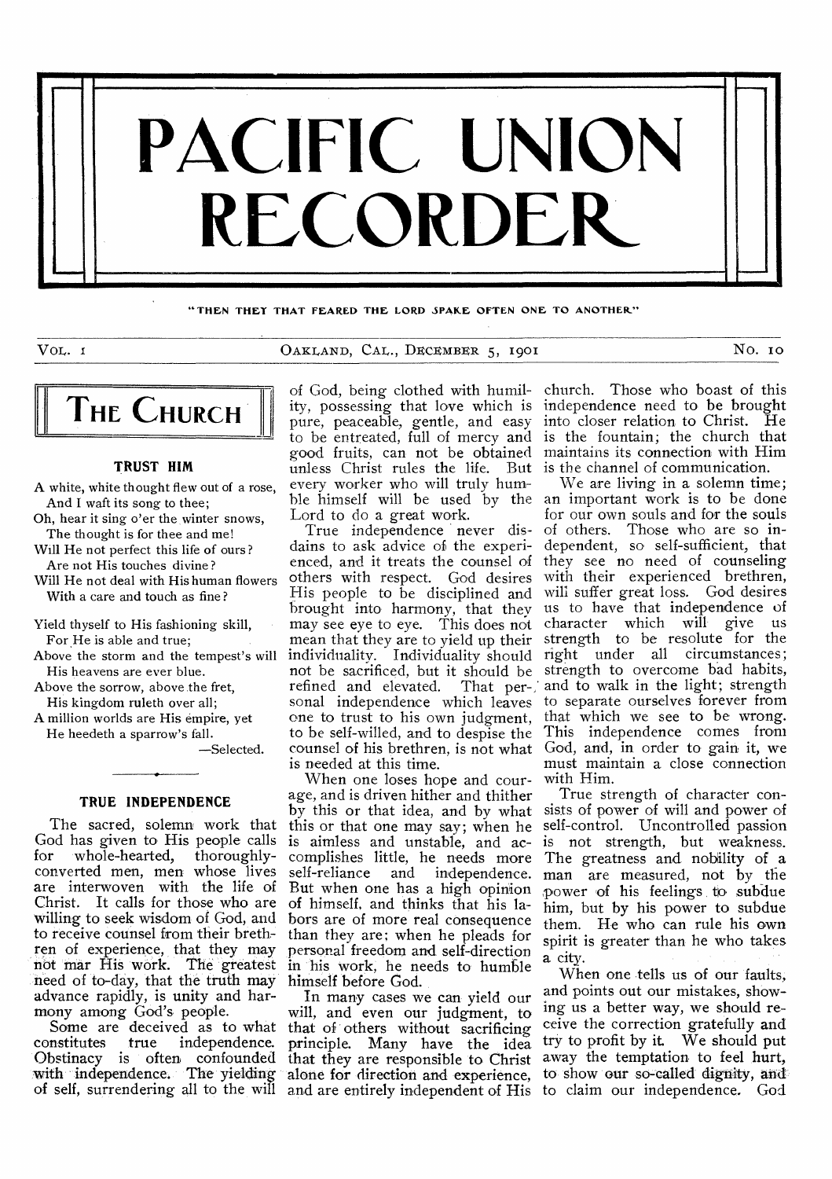# PACIFIC UNION RECORDER

"THEN THEY THAT FEARED THE LORD SPAKE OFTEN ONE TO ANOTHER"

VOL. 1 OAKLAND, CAL., DECEMBER 5, 1901 NO. 10

## THE CHURCH

### TRUST HIM

A white, white thought flew out of a rose,
  And I waft its song to thee;
Oh, hear it sing o'er the winter snows,
  The thought is for thee and me!
Will He not perfect this life of ours?
  Are not His touches divine?
Will He not deal with His human flowers
  With a care and touch as fine?

Yield thyself to His fashioning skill,
  For He is able and true;
Above the storm and the tempest's will
  His heavens are ever blue.
Above the sorrow, above the fret,
  His kingdom ruleth over all;
A million worlds are His empire, yet
  He heedeth a sparrow's fall.

—Selected.

### TRUE INDEPENDENCE

The sacred, solemn work that God has given to His people calls for whole-hearted, thoroughly-converted men, men whose lives are interwoven with the life of Christ. It calls for those who are willing to seek wisdom of God, and to receive counsel from their brethren of experience, that they may not mar His work. The greatest need of to-day, that the truth may advance rapidly, is unity and harmony among God's people.

Some are deceived as to what constitutes true independence. Obstinacy is often confounded with independence. The yielding of self, surrendering all to the will of God, being clothed with humility, possessing that love which is pure, peaceable, gentle, and easy to be entreated, full of mercy and good fruits, can not be obtained unless Christ rules the life. But every worker who will truly humble himself will be used by the Lord to do a great work.

True independence never disdains to ask advice of the experienced, and it treats the counsel of others with respect. God desires His people to be disciplined and brought into harmony, that they may see eye to eye. This does not mean that they are to yield up their individuality. Individuality should not be sacrificed, but it should be refined and elevated. That personal independence which leaves one to trust to his own judgment, to be self-willed, and to despise the counsel of his brethren, is not what is needed at this time.

When one loses hope and courage, and is driven hither and thither by this or that idea, and by what this or that one may say; when he is aimless and unstable, and accomplishes little, he needs more self-reliance and independence. But when one has a high opinion of himself, and thinks that his labors are of more real consequence than they are; when he pleads for personal freedom and self-direction in his work, he needs to humble himself before God.

In many cases we can yield our will, and even our judgment, to that of others without sacrificing principle. Many have the idea that they are responsible to Christ alone for direction and experience, and are entirely independent of His church. Those who boast of this independence need to be brought into closer relation to Christ. He is the fountain; the church that maintains its connection with Him is the channel of communication.

We are living in a solemn time; an important work is to be done for our own souls and for the souls of others. Those who are so independent, so self-sufficient, that they see no need of counseling with their experienced brethren, will suffer great loss. God desires us to have that independence of character which will give us strength to be resolute for the right under all circumstances; strength to overcome bad habits, and to walk in the light; strength to separate ourselves forever from that which we see to be wrong. This independence comes from God, and, in order to gain it, we must maintain a close connection with Him.

True strength of character consists of power of will and power of self-control. Uncontrolled passion is not strength, but weakness. The greatness and nobility of a man are measured, not by the power of his feelings to subdue him, but by his power to subdue them. He who can rule his own spirit is greater than he who takes a city.

When one tells us of our faults, and points out our mistakes, showing us a better way, we should receive the correction gratefully and try to profit by it. We should put away the temptation to feel hurt, to show our so-called dignity, and to claim our independence. God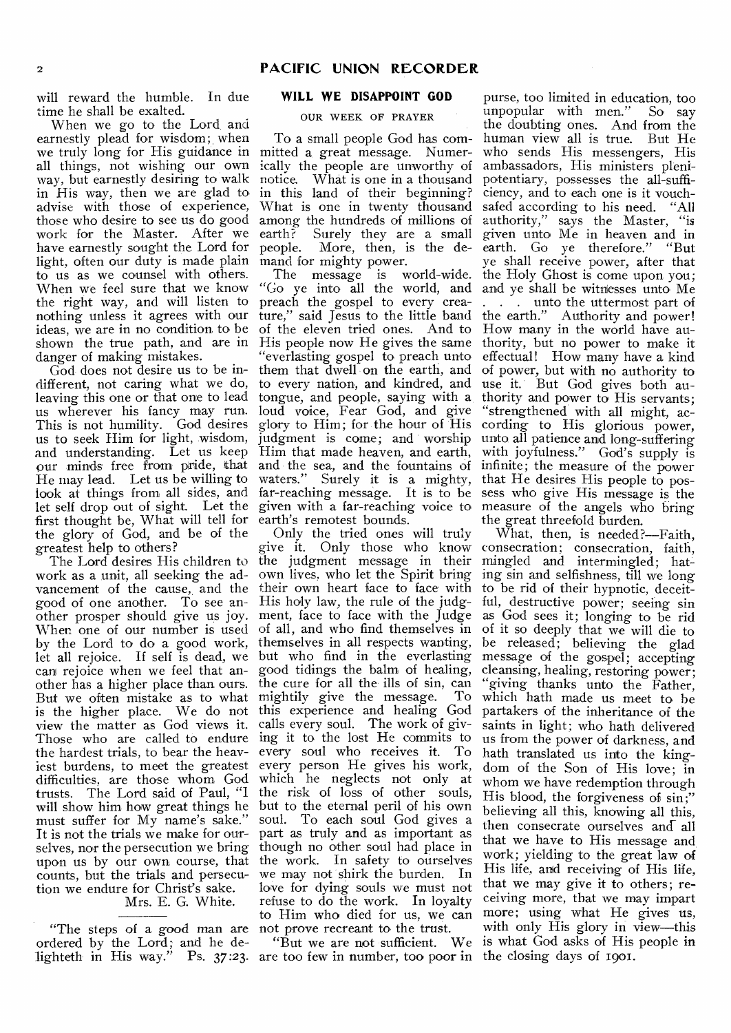will reward the humble. In due time he shall be exalted.

When we go to the Lord and earnestly plead for wisdom; when we truly long for His guidance in all things, not wishing our own way, but earnestly desiring to walk in His way, then we are glad to advise with those of experience, those who desire to see us do good work for the Master. After we have earnestly sought the Lord for light, often our duty is made plain to us as we counsel with others. When we feel sure that we know the right way, and will listen to nothing unless it agrees with our ideas, we are in no condition to be shown the true path, and are in danger of making mistakes.

God does not desire us to be indifferent, not caring what we do, leaving this one or that one to lead us wherever his fancy may run. This is not humility. God desires us to seek Him for light, wisdom, and understanding. Let us keep our minds free from pride, that He may lead. Let us be willing to look at things from all sides, and let self drop out of sight. Let the first thought be, What will tell for the glory of God, and be of the greatest help to others?

The Lord desires His children to work as a unit, all seeking the advancement of the cause, and the good of one another. To see another prosper should give us joy. When one of our number is used by the Lord to do a good work, let all rejoice. If self is dead, we can rejoice when we feel that another has a higher place than ours. But we often mistake as to what is the higher place. We do not view the matter as God views it. Those who are called to endure the hardest trials, to bear the heaviest burdens, to meet the greatest difficulties, are those whom God trusts. The Lord said of Paul, "I will show him how great things he must suffer for My name's sake." It is not the trials we make for ourselves, nor the persecution we bring upon us by our own course, that counts, but the trials and persecution we endure for Christ's sake.

Mrs. E. G. White.

---

"The steps of a good man are ordered by the Lord; and he delighteth in His way." Ps. 37:23.

## WILL WE DISAPPOINT GOD

### OUR WEEK OF PRAYER

To a small people God has committed a great message. Numerically the people are unworthy of notice. What is one in a thousand in this land of their beginning? What is one in twenty thousand among the hundreds of millions of earth? Surely they are a small people. More, then, is the demand for mighty power.

The message is world-wide. "Go ye into all the world, and preach the gospel to every creature," said Jesus to the little band of the eleven tried ones. And to His people now He gives the same "everlasting gospel to preach unto them that dwell on the earth, and to every nation, and kindred, and tongue, and people, saying with a loud voice, Fear God, and give glory to Him; for the hour of His judgment is come; and worship Him that made heaven, and earth, and the sea, and the fountains of waters." Surely it is a mighty, far-reaching message. It is to be given with a far-reaching voice to earth's remotest bounds.

Only the tried ones will truly give it. Only those who know the judgment message in their own lives, who let the Spirit bring their own heart face to face with His holy law, the rule of the judgment, face to face with the Judge of all, and who find themselves in themselves in all respects wanting, but who find in the everlasting good tidings the balm of healing, the cure for all the ills of sin, can mightily give the message. To this experience and healing God calls every soul. The work of giving it to the lost He commits to every soul who receives it. To every person He gives his work, which he neglects not only at the risk of loss of other souls, but to the eternal peril of his own soul. To each soul God gives a part as truly and as important as though no other soul had place in the work. In safety to ourselves we may not shirk the burden. In love for dying souls we must not refuse to do the work. In loyalty to Him who died for us, we can not prove recreant to the trust.

"But we are not sufficient. We are too few in number, too poor in purse, too limited in education, too unpopular with men." So say the doubting ones. And from the human view all is true. But He who sends His messengers, His ambassadors, His ministers plenipotentiary, possesses the all-sufficiency, and to each one is it vouchsafed according to his need. "All authority," says the Master, "is given unto Me in heaven and in earth. Go ye therefore." "But ye shall receive power, after that the Holy Ghost is come upon you; and ye shall be witnesses unto Me . . . unto the uttermost part of the earth." Authority and power! How many in the world have authority, but no power to make it effectual! How many have a kind of power, but with no authority to use it. But God gives both authority and power to His servants; "strengthened with all might, according to His glorious power, unto all patience and long-suffering with joyfulness." God's supply is infinite; the measure of the power that He desires His people to possess who give His message is the measure of the angels who bring the great threefold burden.

What, then, is needed?—Faith, consecration; consecration, faith, mingled and intermingled; hating sin and selfishness, till we long to be rid of their hypnotic, deceitful, destructive power; seeing sin as God sees it; longing to be rid of it so deeply that we will die to be released; believing the glad message of the gospel; accepting cleansing, healing, restoring power; "giving thanks unto the Father, which hath made us meet to be partakers of the inheritance of the saints in light; who hath delivered us from the power of darkness, and hath translated us into the kingdom of the Son of His love; in whom we have redemption through His blood, the forgiveness of sin;" believing all this, knowing all this, then consecrate ourselves and all that we have to His message and work; yielding to the great law of His life, and receiving of His life, that we may give it to others; receiving more, that we may impart more; using what He gives us, with only His glory in view—this is what God asks of His people in the closing days of 1901.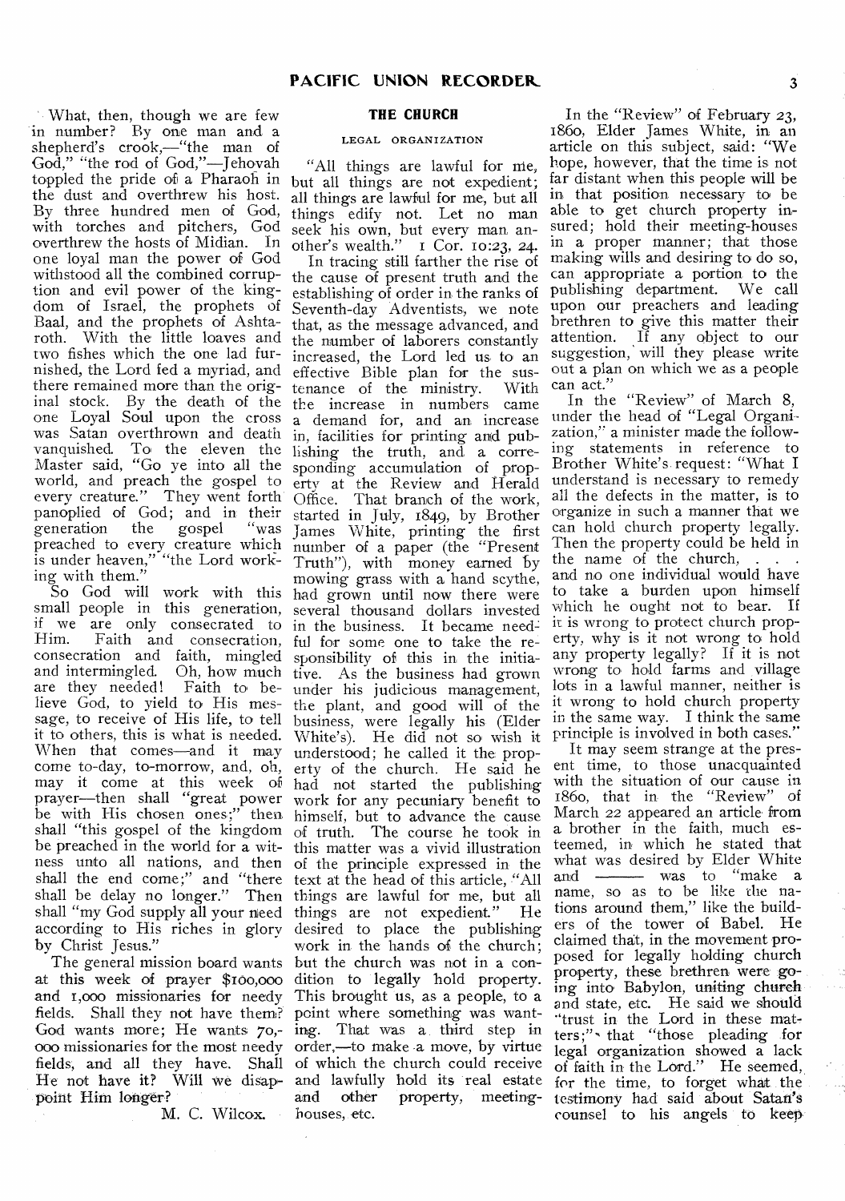What, then, though we are few in number? By one man and a shepherd's crook,—"the man of God," "the rod of God,"—Jehovah toppled the pride of a Pharaoh in the dust and overthrew his host. By three hundred men of God, with torches and pitchers, God overthrew the hosts of Midian. In one loyal man the power of God withstood all the combined corruption and evil power of the kingdom of Israel, the prophets of Baal, and the prophets of Ashtaroth. With the little loaves and two fishes which the one lad furnished, the Lord fed a myriad, and there remained more than the original stock. By the death of the one Loyal Soul upon the cross was Satan overthrown and death vanquished. To the eleven the Master said, "Go ye into all the world, and preach the gospel to every creature." They went forth panoplied of God; and in their generation the gospel "was preached to every creature which is under heaven," "the Lord working with them."

So God will work with this small people in this generation, if we are only consecrated to Him. Faith and consecration, consecration and faith, mingled and intermingled. Oh, how much are they needed! Faith to believe God, to yield to His message, to receive of His life, to tell it to others, this is what is needed. When that comes—and it may come to-day, to-morrow, and, oh, may it come at this week of prayer—then shall "great power be with His chosen ones;" then shall "this gospel of the kingdom be preached in the world for a witness unto all nations, and then shall the end come;" and "there shall be delay no longer." Then shall "my God supply all your need according to His riches in glory by Christ Jesus."

The general mission board wants at this week of prayer $100,000 and 1,000 missionaries for needy fields. Shall they not have them? God wants more; He wants 70,000 missionaries for the most needy fields, and all they have. Shall He not have it? Will we disappoint Him longer?

M. C. Wilcox.

## THE CHURCH

### LEGAL ORGANIZATION

"All things are lawful for me, but all things are not expedient; all things are lawful for me, but all things edify not. Let no man seek his own, but every man another's wealth." 1 Cor. 10:23, 24.

In tracing still farther the rise of the cause of present truth and the establishing of order in the ranks of Seventh-day Adventists, we note that, as the message advanced, and the number of laborers constantly increased, the Lord led us to an effective Bible plan for the sustenance of the ministry. With the increase in numbers came a demand for, and an increase in, facilities for printing and publishing the truth, and a corresponding accumulation of property at the Review and Herald Office. That branch of the work, started in July, 1849, by Brother James White, printing the first number of a paper (the "Present Truth"), with money earned by mowing grass with a hand scythe, had grown until now there were several thousand dollars invested in the business. It became needful for some one to take the responsibility of this in the initiative. As the business had grown under his judicious management, the plant, and good will of the business, were legally his (Elder White's). He did not so wish it understood; he called it the property of the church. He said he had not started the publishing work for any pecuniary benefit to himself, but to advance the cause of truth. The course he took in this matter was a vivid illustration of the principle expressed in the text at the head of this article, "All things are lawful for me, but all things are not expedient." He desired to place the publishing work in the hands of the church; but the church was not in a condition to legally hold property. This brought us, as a people, to a point where something was wanting. That was a third step in order,—to make a move, by virtue of which the church could receive and lawfully hold its real estate and other property, meeting-houses, etc.

In the "Review" of February 23, 1860, Elder James White, in an article on this subject, said: "We hope, however, that the time is not far distant when this people will be in that position necessary to be able to get church property insured; hold their meeting-houses in a proper manner; that those making wills and desiring to do so, can appropriate a portion to the publishing department. We call upon our preachers and leading brethren to give this matter their attention. If any object to our suggestion, will they please write out a plan on which we as a people can act."

In the "Review" of March 8, under the head of "Legal Organization," a minister made the following statements in reference to Brother White's request: "What I understand is necessary to remedy all the defects in the matter, is to organize in such a manner that we can hold church property legally. Then the property could be held in the name of the church, . . . and no one individual would have to take a burden upon himself which he ought not to bear. If it is wrong to protect church property, why is it not wrong to hold any property legally? If it is not wrong to hold farms and village lots in a lawful manner, neither is it wrong to hold church property in the same way. I think the same principle is involved in both cases."

It may seem strange at the present time, to those unacquainted with the situation of our cause in 1860, that in the "Review" of March 22 appeared an article from a brother in the faith, much esteemed, in which he stated that what was desired by Elder White and ——— was to "make a name, so as to be like the nations around them," like the builders of the tower of Babel. He claimed that, in the movement proposed for legally holding church property, these brethren were going into Babylon, uniting church and state, etc. He said we should "trust in the Lord in these matters;" that "those pleading for legal organization showed a lack of faith in the Lord." He seemed, for the time, to forget what the testimony had said about Satan's counsel to his angels to keep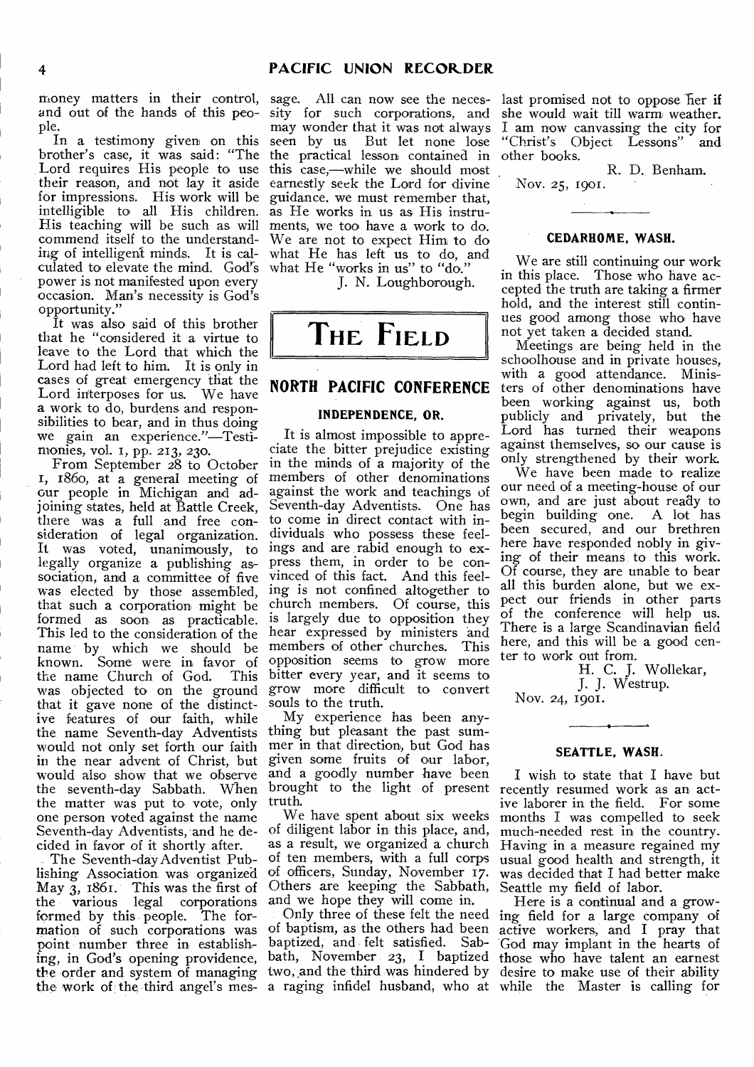money matters in their control, and out of the hands of this people.

In a testimony given on this brother's case, it was said: "The Lord requires His people to use their reason, and not lay it aside for impressions. His work will be intelligible to all His children. His teaching will be such as will commend itself to the understanding of intelligent minds. It is calculated to elevate the mind. God's power is not manifested upon every occasion. Man's necessity is God's opportunity."

It was also said of this brother that he "considered it a virtue to leave to the Lord that which the Lord had left to him. It is only in cases of great emergency that the Lord interposes for us. We have a work to do, burdens and responsibilities to bear, and in thus doing we gain an experience."—Testimonies, vol. 1, pp. 213, 230.

From September 28 to October 1, 1860, at a general meeting of our people in Michigan and adjoining states, held at Battle Creek, there was a full and free consideration of legal organization. It was voted, unanimously, to legally organize a publishing association, and a committee of five was elected by those assembled, that such a corporation might be formed as soon as practicable. This led to the consideration of the name by which we should be known. Some were in favor of the name Church of God. This was objected to on the ground that it gave none of the distinctive features of our faith, while the name Seventh-day Adventists would not only set forth our faith in the near advent of Christ, but would also show that we observe the seventh-day Sabbath. When the matter was put to vote, only one person voted against the name Seventh-day Adventists, and he decided in favor of it shortly after.

The Seventh-day Adventist Publishing Association was organized May 3, 1861. This was the first of the various legal corporations formed by this people. The formation of such corporations was point number three in establishing, in God's opening providence, the order and system of managing the work of the third angel's message. All can now see the necessity for such corporations, and may wonder that it was not always seen by us. But let none lose the practical lesson contained in this case,—while we should most earnestly seek the Lord for divine guidance, we must remember that, as He works in us as His instruments, we too have a work to do. We are not to expect Him to do what He has left us to do, and what He "works in us" to "do."

J. N. Loughborough.

# THE FIELD

## NORTH PACIFIC CONFERENCE

### INDEPENDENCE, OR.

It is almost impossible to appreciate the bitter prejudice existing in the minds of a majority of the members of other denominations against the work and teachings of Seventh-day Adventists. One has to come in direct contact with individuals who possess these feelings and are rabid enough to express them, in order to be convinced of this fact. And this feeling is not confined altogether to church members. Of course, this is largely due to opposition they hear expressed by ministers and members of other churches. This opposition seems to grow more bitter every year, and it seems to grow more difficult to convert souls to the truth.

My experience has been anything but pleasant the past summer in that direction, but God has given some fruits of our labor, and a goodly number have been brought to the light of present truth.

We have spent about six weeks of diligent labor in this place, and, as a result, we organized a church of ten members, with a full corps of officers, Sunday, November 17. Others are keeping the Sabbath, and we hope they will come in.

Only three of these felt the need of baptism, as the others had been baptized, and felt satisfied. Sabbath, November 23, I baptized two, and the third was hindered by a raging infidel husband, who at last promised not to oppose her if she would wait till warm weather. I am now canvassing the city for "Christ's Object Lessons" and other books.

R. D. Benham.

Nov. 25, 1901.

### CEDARHOME, WASH.

We are still continuing our work in this place. Those who have accepted the truth are taking a firmer hold, and the interest still continues good among those who have not yet taken a decided stand.

Meetings are being held in the schoolhouse and in private houses, with a good attendance. Ministers of other denominations have been working against us, both publicly and privately, but the Lord has turned their weapons against themselves, so our cause is only strengthened by their work.

We have been made to realize our need of a meeting-house of our own, and are just about ready to begin building one. A lot has been secured, and our brethren here have responded nobly in giving of their means to this work. Of course, they are unable to bear all this burden alone, but we expect our friends in other parts of the conference will help us. There is a large Scandinavian field here, and this will be a good center to work out from.

H. C. J. Wollekar,
J. J. Westrup.

Nov. 24, 1901.

### SEATTLE, WASH.

I wish to state that I have but recently resumed work as an active laborer in the field. For some months I was compelled to seek much-needed rest in the country. Having in a measure regained my usual good health and strength, it was decided that I had better make Seattle my field of labor.

Here is a continual and a growing field for a large company of active workers, and I pray that God may implant in the hearts of those who have talent an earnest desire to make use of their ability while the Master is calling for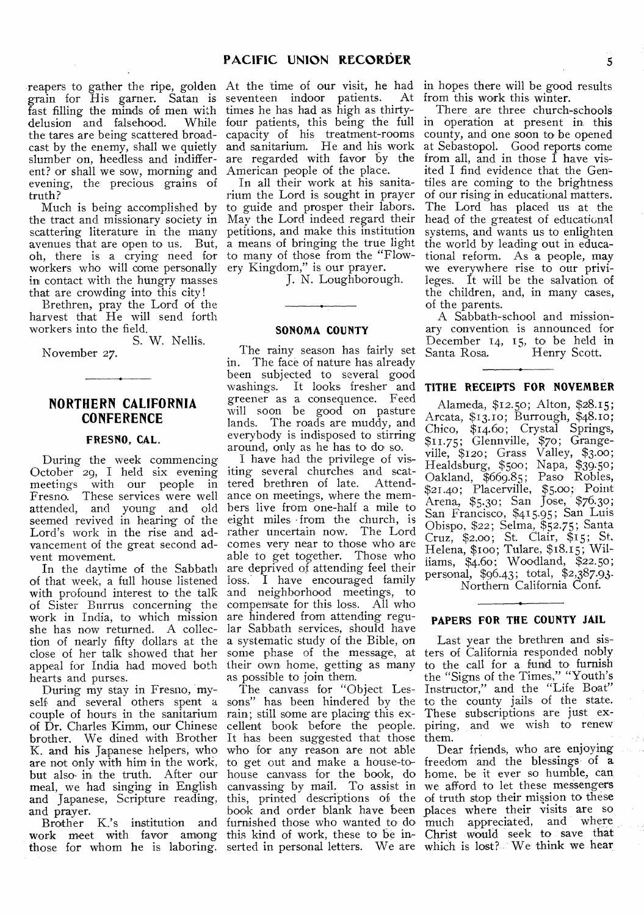reapers to gather the ripe, golden grain for His garner. Satan is fast filling the minds of men with delusion and falsehood. While the tares are being scattered broadcast by the enemy, shall we quietly slumber on, heedless and indifferent? or shall we sow, morning and evening, the precious grains of truth?

Much is being accomplished by the tract and missionary society in scattering literature in the many avenues that are open to us. But, oh, there is a crying need for workers who will come personally in contact with the hungry masses that are crowding into this city!

Brethren, pray the Lord of the harvest that He will send forth workers into the field.

S. W. Nellis.

November 27.

## NORTHERN CALIFORNIA CONFERENCE

### FRESNO, CAL.

During the week commencing October 29, I held six evening meetings with our people in Fresno. These services were well attended, and young and old seemed revived in hearing of the Lord's work in the rise and advancement of the great second advent movement.

In the daytime of the Sabbath of that week, a full house listened with profound interest to the talk of Sister Burrus concerning the work in India, to which mission she has now returned. A collection of nearly fifty dollars at the close of her talk showed that her appeal for India had moved both hearts and purses.

During my stay in Fresno, myself and several others spent a couple of hours in the sanitarium of Dr. Charles Kimm, our Chinese brother. We dined with Brother K. and his Japanese helpers, who are not only with him in the work, but also in the truth. After our meal, we had singing in English and Japanese, Scripture reading, and prayer.

Brother K.'s institution and work meet with favor among those for whom he is laboring. At the time of our visit, he had seventeen indoor patients. At times he has had as high as thirty-four patients, this being the full capacity of his treatment-rooms and sanitarium. He and his work are regarded with favor by the American people of the place.

In all their work at his sanitarium the Lord is sought in prayer to guide and prosper their labors. May the Lord indeed regard their petitions, and make this institution a means of bringing the true light to many of those from the "Flowery Kingdom," is our prayer.

J. N. Loughborough.

### SONOMA COUNTY

The rainy season has fairly set in. The face of nature has already been subjected to several good washings. It looks fresher and greener as a consequence. Feed will soon be good on pasture lands. The roads are muddy, and everybody is indisposed to stirring around, only as he has to do so.

I have had the privilege of visiting several churches and scattered brethren of late. Attendance on meetings, where the members live from one-half a mile to eight miles from the church, is rather uncertain now. The Lord comes very near to those who are able to get together. Those who are deprived of attending feel their loss. I have encouraged family and neighborhood meetings, to compensate for this loss. All who are hindered from attending regular Sabbath services, should have a systematic study of the Bible, on some phase of the message, at their own home, getting as many as possible to join them.

The canvass for "Object Lessons" has been hindered by the rain; still some are placing this excellent book before the people. It has been suggested that those who for any reason are not able to get out and make a house-to-house canvass for the book, do canvassing by mail. To assist in this, printed descriptions of the book and order blank have been furnished those who wanted to do this kind of work, these to be inserted in personal letters. We are in hopes there will be good results from this work this winter.

There are three church-schools in operation at present in this county, and one soon to be opened at Sebastopol. Good reports come from all, and in those I have visited I find evidence that the Gentiles are coming to the brightness of our rising in educational matters. The Lord has placed us at the head of the greatest of educational systems, and wants us to enlighten the world by leading out in educational reform. As a people, may we everywhere rise to our privileges. It will be the salvation of the children, and, in many cases, of the parents.

A Sabbath-school and missionary convention is announced for December 14, 15, to be held in Santa Rosa.

Henry Scott.

### TITHE RECEIPTS FOR NOVEMBER

Alameda, $12.50; Alton, $28.15; Arcata, $13.10; Burrough, $48.10; Chico, $14.60; Crystal Springs, $11.75; Glennville, $70; Grangeville, $120; Grass Valley, $3.00; Healdsburg, $500; Napa, $39.50; Oakland, $669.85; Paso Robles, $21.40; Placerville, $5.00; Point Arena, $5.30; San Jose, $76.30; San Francisco, $415.95; San Luis Obispo, $22; Selma, $52.75; Santa Cruz, $2.00; St. Clair, $15; St. Helena, $100; Tulare, $18.15; Williams, $4.60; Woodland, $22.50; personal, $96.43; total, $2,387.93.

Northern California Conf.

### PAPERS FOR THE COUNTY JAIL

Last year the brethren and sisters of California responded nobly to the call for a fund to furnish the "Signs of the Times," "Youth's Instructor," and the "Life Boat" to the county jails of the state. These subscriptions are just expiring, and we wish to renew them.

Dear friends, who are enjoying freedom and the blessings of a home, be it ever so humble, can we afford to let these messengers of truth stop their mission to these places where their visits are so much appreciated, and where Christ would seek to save that which is lost? We think we hear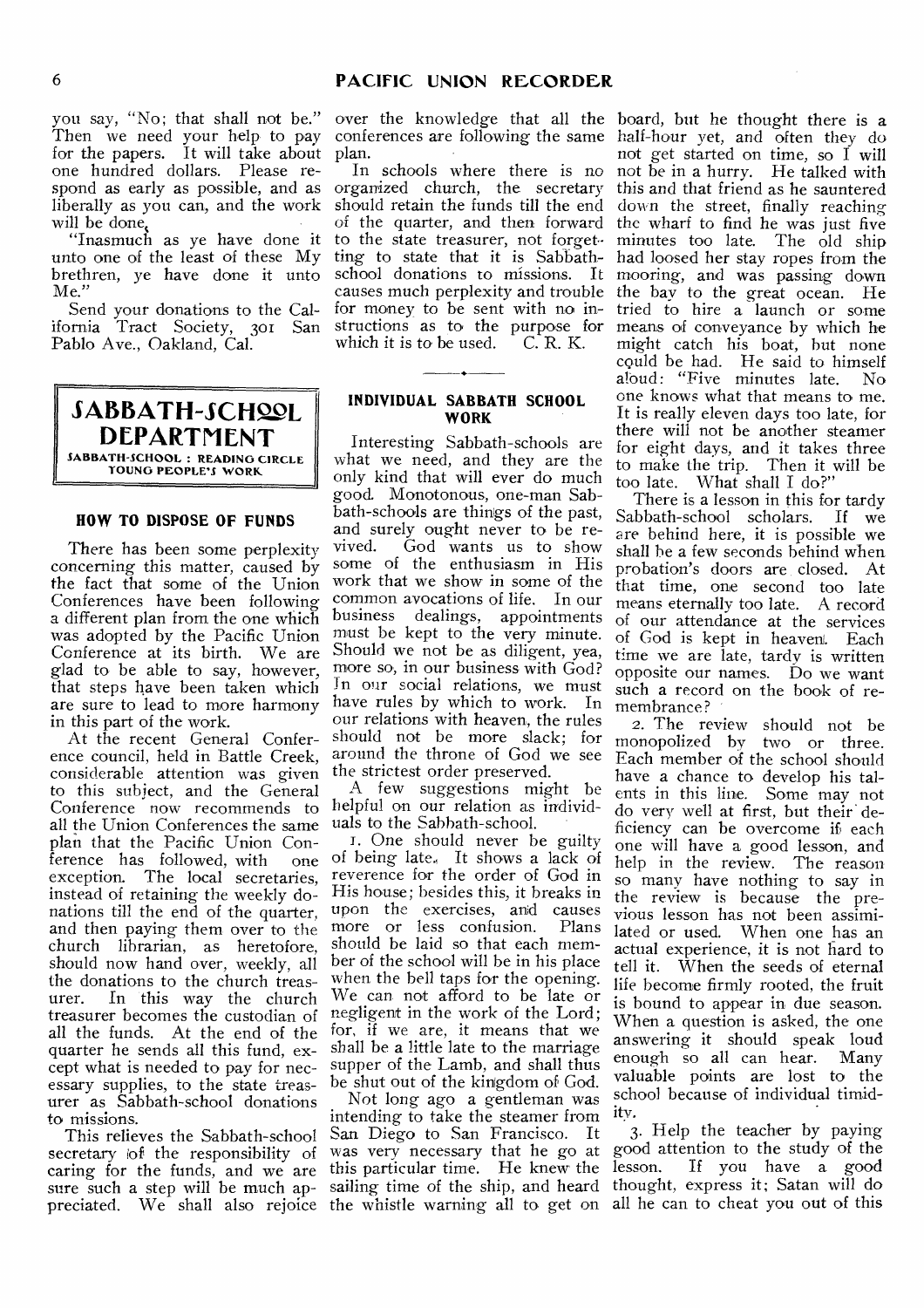you say, "No; that shall not be." Then we need your help to pay for the papers. It will take about one hundred dollars. Please respond as early as possible, and as liberally as you can, and the work will be done.

"Inasmuch as ye have done it unto one of the least of these My brethren, ye have done it unto Me."

Send your donations to the California Tract Society, 301 San Pablo Ave., Oakland, Cal.

## SABBATH-SCHOOL DEPARTMENT

SABBATH-SCHOOL : READING CIRCLE
YOUNG PEOPLE'S WORK

### HOW TO DISPOSE OF FUNDS

There has been some perplexity concerning this matter, caused by the fact that some of the Union Conferences have been following a different plan from the one which was adopted by the Pacific Union Conference at its birth. We are glad to be able to say, however, that steps have been taken which are sure to lead to more harmony in this part of the work.

At the recent General Conference council, held in Battle Creek, considerable attention was given to this subject, and the General Conference now recommends to all the Union Conferences the same plan that the Pacific Union Conference has followed, with one exception. The local secretaries, instead of retaining the weekly donations till the end of the quarter, and then paying them over to the church librarian, as heretofore, should now hand over, weekly, all the donations to the church treasurer. In this way the church treasurer becomes the custodian of all the funds. At the end of the quarter he sends all this fund, except what is needed to pay for necessary supplies, to the state treasurer as Sabbath-school donations to missions.

This relieves the Sabbath-school secretary of the responsibility of caring for the funds, and we are sure such a step will be much appreciated. We shall also rejoice over the knowledge that all the conferences are following the same plan.

In schools where there is no organized church, the secretary should retain the funds till the end of the quarter, and then forward to the state treasurer, not forgetting to state that it is Sabbath-school donations to missions. It causes much perplexity and trouble for money to be sent with no instructions as to the purpose for which it is to be used. C. R. K.

### INDIVIDUAL SABBATH SCHOOL WORK

Interesting Sabbath-schools are what we need, and they are the only kind that will ever do much good. Monotonous, one-man Sabbath-schools are things of the past, and surely ought never to be revived. God wants us to show some of the enthusiasm in His work that we show in some of the common avocations of life. In our business dealings, appointments must be kept to the very minute. Should we not be as diligent, yea, more so, in our business with God? In our social relations, we must have rules by which to work. In our relations with heaven, the rules should not be more slack; for around the throne of God we see the strictest order preserved.

A few suggestions might be helpful on our relation as individuals to the Sabbath-school.

1. One should never be guilty of being late. It shows a lack of reverence for the order of God in His house; besides this, it breaks in upon the exercises, and causes more or less confusion. Plans should be laid so that each member of the school will be in his place when the bell taps for the opening. We can not afford to be late or negligent in the work of the Lord; for, if we are, it means that we shall be a little late to the marriage supper of the Lamb, and shall thus be shut out of the kingdom of God.

Not long ago a gentleman was intending to take the steamer from San Diego to San Francisco. It was very necessary that he go at this particular time. He knew the sailing time of the ship, and heard the whistle warning all to get on board, but he thought there is a half-hour yet, and often they do not get started on time, so I will not be in a hurry. He talked with this and that friend as he sauntered down the street, finally reaching the wharf to find he was just five minutes too late. The old ship had loosed her stay ropes from the mooring, and was passing down the bay to the great ocean. He tried to hire a launch or some means of conveyance by which he might catch his boat, but none could be had. He said to himself aloud: "Five minutes late. No one knows what that means to me. It is really eleven days too late, for there will not be another steamer for eight days, and it takes three to make the trip. Then it will be too late. What shall I do?"

There is a lesson in this for tardy Sabbath-school scholars. If we are behind here, it is possible we shall be a few seconds behind when probation's doors are closed. At that time, one second too late means eternally too late. A record of our attendance at the services of God is kept in heaven. Each time we are late, tardy is written opposite our names. Do we want such a record on the book of remembrance?

2. The review should not be monopolized by two or three. Each member of the school should have a chance to develop his talents in this line. Some may not do very well at first, but their deficiency can be overcome if each one will have a good lesson, and help in the review. The reason so many have nothing to say in the review is because the previous lesson has not been assimilated or used. When one has an actual experience, it is not hard to tell it. When the seeds of eternal life become firmly rooted, the fruit is bound to appear in due season. When a question is asked, the one answering it should speak loud enough so all can hear. Many valuable points are lost to the school because of individual timidity.

3. Help the teacher by paying good attention to the study of the lesson. If you have a good thought, express it; Satan will do all he can to cheat you out of this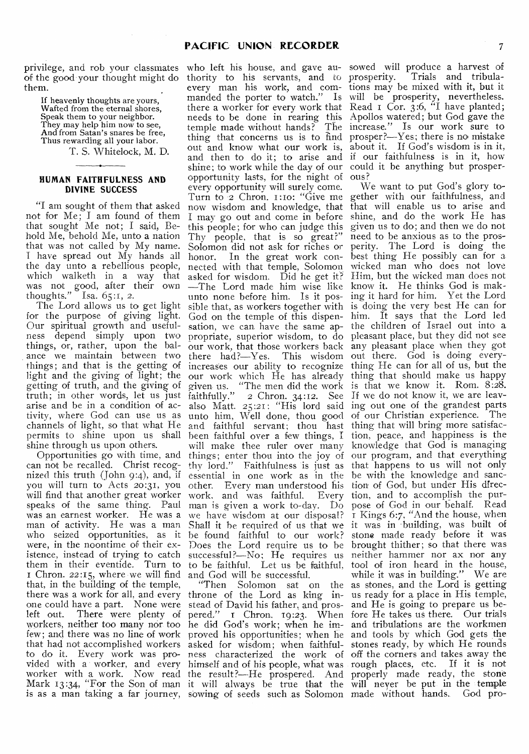privilege, and rob your classmates of the good your thought might do them.

If heavenly thoughts are yours,
Wafted from the eternal shores,
Speak them to your neighbor.
They may help him now to see,
And from Satan's snares be free,
Thus rewarding all your labor.

T. S. Whitelock, M. D.

---

## HUMAN FAITHFULNESS AND DIVINE SUCCESS

"I am sought of them that asked not for Me; I am found of them that sought Me not; I said, Behold Me, behold Me, unto a nation that was not called by My name. I have spread out My hands all the day unto a rebellious people, which walketh in a way that was not good, after their own thoughts." Isa. 65:1, 2.

The Lord allows us to get light for the purpose of giving light. Our spiritual growth and usefulness depend simply upon two things, or, rather, upon the balance we maintain between two things; and that is the getting of light and the giving of light; the getting of truth, and the giving of truth; in other words, let us just arise and be in a condition of activity, where God can use us as channels of light, so that what He permits to shine upon us shall shine through us upon others.

Opportunities go with time, and can not be recalled. Christ recognized this truth (John 9:4), and, if you will turn to Acts 20:31, you will find that another great worker speaks of the same thing. Paul was an earnest worker. He was a man of activity. He was a man who seized opportunities, as it were, in the noontime of their existence, instead of trying to catch them in their eventide. Turn to 1 Chron. 22:15, where we will find that, in the building of the temple, there was a work for all, and every one could have a part. None were left out. There were plenty of workers, neither too many nor too few; and there was no line of work that had not accomplished workers to do it. Every work was provided with a worker, and every worker with a work. Now read Mark 13:34, "For the Son of man is as a man taking a far journey, who left his house, and gave authority to his servants, and to every man his work, and commanded the porter to watch." Is there a worker for every work that needs to be done in rearing this temple made without hands? The thing that concerns us is to find out and know what our work is, and then to do it; to arise and shine; to work while the day of our opportunity lasts, for the night of every opportunity will surely come. Turn to 2 Chron. 1:10: "Give me now wisdom and knowledge, that I may go out and come in before this people; for who can judge this Thy people, that is so great?" Solomon did not ask for riches or honor. In the great work connected with that temple, Solomon asked for wisdom. Did he get it? —The Lord made him wise like unto none before him. Is it possible that, as workers together with God on the temple of this dispensation, we can have the same appropriate, superior wisdom, to do our work, that those workers back there had?—Yes. This wisdom increases our ability to recognize our work which He has already given us. "The men did the work faithfully." 2 Chron. 34:12. See also Matt. 25:21: "His lord said unto him, Well done, thou good and faithful servant; thou hast been faithful over a few things, I will make thee ruler over many things; enter thou into the joy of thy lord." Faithfulness is just as essential in one work as in the other. Every man understood his work, and was faithful. Every man is given a work to-day. Do we have wisdom at our disposal? Shall it be required of us that we be found faithful to our work? Does the Lord require us to be successful?—No; He requires us to be faithful. Let us be faithful, and God will be successful.

"Then Solomon sat on the throne of the Lord as king instead of David his father, and prospered." 1 Chron. 19:23. When he did God's work; when he improved his opportunities; when he asked for wisdom; when faithfulness characterized the work of himself and of his people, what was the result?—He prospered. And it will always be true that the sowing of seeds such as Solomon sowed will produce a harvest of prosperity. Trials and tribulations may be mixed with it, but it will be prosperity, nevertheless. Read 1 Cor. 3:6, "I have planted; Apollos watered; but God gave the increase." Is our work sure to prosper?—Yes; there is no mistake about it. If God's wisdom is in it, if our faithfulness is in it, how could it be anything but prosperous?

We want to put God's glory together with our faithfulness, and that will enable us to arise and shine, and do the work He has given us to do; and then we do not need to be anxious as to the prosperity. The Lord is doing the best thing He possibly can for a wicked man who does not love Him, but the wicked man does not know it. He thinks God is making it hard for him. Yet the Lord is doing the very best He can for him. It says that the Lord led the children of Israel out into a pleasant place, but they did not see any pleasant place when they got out there. God is doing everything He can for all of us, but the thing that should make us happy is that we know it. Rom. 8:28. If we do not know it, we are leaving out one of the grandest parts of our Christian experience. The thing that will bring more satisfaction, peace, and happiness is the knowledge that God is managing our program, and that everything that happens to us will not only be with the knowledge and sanction of God, but under His direction, and to accomplish the purpose of God in our behalf. Read 1 Kings 6:7, "And the house, when it was in building, was built of stone made ready before it was brought thither; so that there was neither hammer nor ax nor any tool of iron heard in the house, while it was in building." We are as stones, and the Lord is getting us ready for a place in His temple, and He is going to prepare us before He takes us there. Our trials and tribulations are the workmen and tools by which God gets the stones ready, by which He rounds off the corners and takes away the rough places, etc. If it is not properly made ready, the stone will never be put in the temple made without hands. God pro-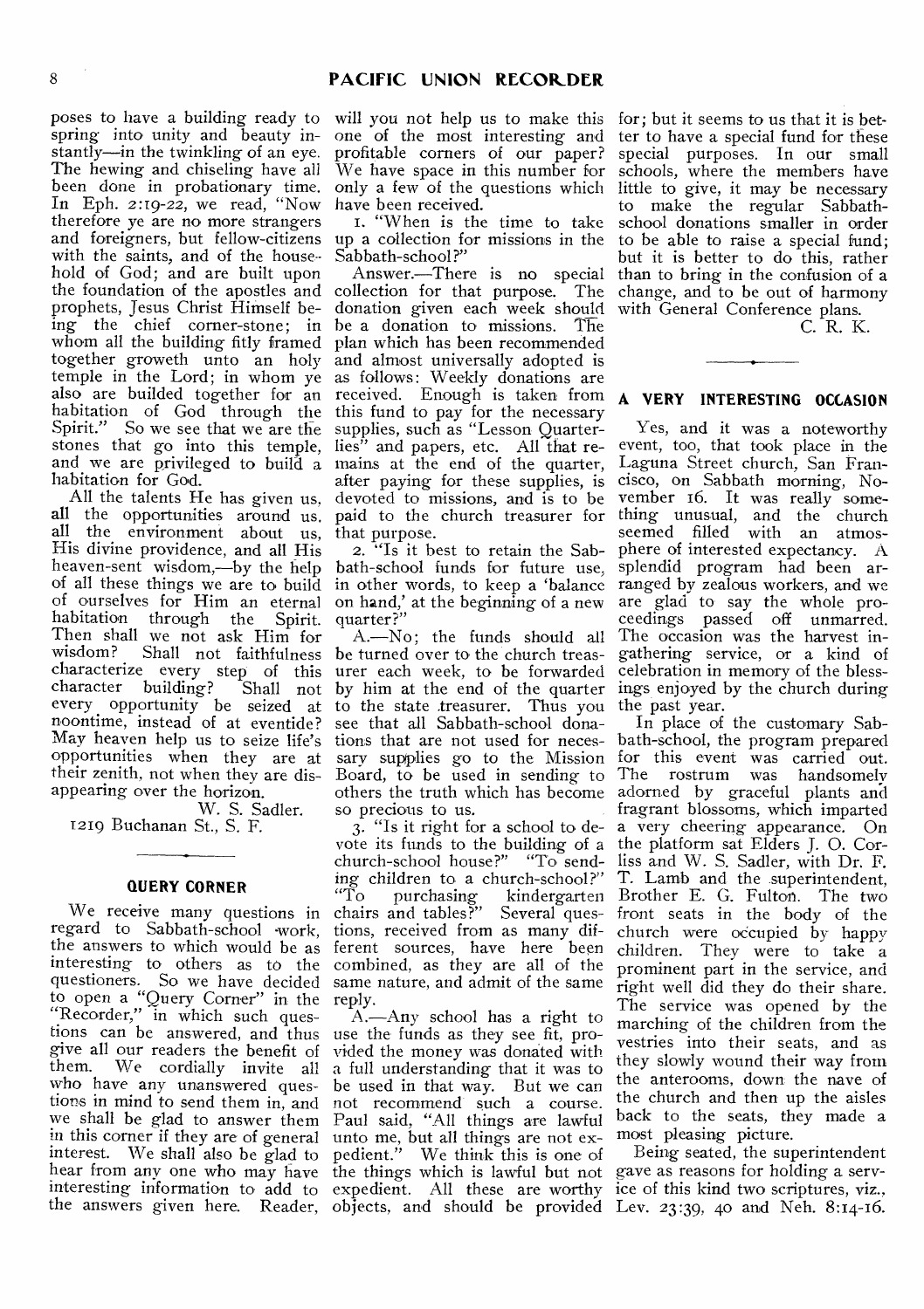poses to have a building ready to spring into unity and beauty instantly—in the twinkling of an eye. The hewing and chiseling have all been done in probationary time. In Eph. 2:19-22, we read, "Now therefore ye are no more strangers and foreigners, but fellow-citizens with the saints, and of the household of God; and are built upon the foundation of the apostles and prophets, Jesus Christ Himself being the chief corner-stone; in whom all the building fitly framed together groweth unto an holy temple in the Lord; in whom ye also are builded together for an habitation of God through the Spirit." So we see that we are the stones that go into this temple, and we are privileged to build a habitation for God.

All the talents He has given us, all the opportunities around us, all the environment about us, His divine providence, and all His heaven-sent wisdom,—by the help of all these things we are to build of ourselves for Him an eternal habitation through the Spirit. Then shall we not ask Him for wisdom? Shall not faithfulness characterize every step of this character building? Shall not every opportunity be seized at noontime, instead of at eventide? May heaven help us to seize life's opportunities when they are at their zenith, not when they are disappearing over the horizon.

W. S. Sadler.

1219 Buchanan St., S. F.

## QUERY CORNER

We receive many questions in regard to Sabbath-school work, the answers to which would be as interesting to others as to the questioners. So we have decided to open a "Query Corner" in the "Recorder," in which such questions can be answered, and thus give all our readers the benefit of them. We cordially invite all who have any unanswered questions in mind to send them in, and we shall be glad to answer them in this corner if they are of general interest. We shall also be glad to hear from any one who may have interesting information to add to the answers given here. Reader, will you not help us to make this one of the most interesting and profitable corners of our paper? We have space in this number for only a few of the questions which have been received.

1. "When is the time to take up a collection for missions in the Sabbath-school?"

Answer.—There is no special collection for that purpose. The donation given each week should be a donation to missions. The plan which has been recommended and almost universally adopted is as follows: Weekly donations are received. Enough is taken from this fund to pay for the necessary supplies, such as "Lesson Quarterlies" and papers, etc. All that remains at the end of the quarter, after paying for these supplies, is devoted to missions, and is to be paid to the church treasurer for that purpose.

2. "Is it best to retain the Sabbath-school funds for future use, in other words, to keep a 'balance on hand,' at the beginning of a new quarter?"

A.—No; the funds should all be turned over to the church treasurer each week, to be forwarded by him at the end of the quarter to the state treasurer. Thus you see that all Sabbath-school donations that are not used for necessary supplies go to the Mission Board, to be used in sending to others the truth which has become so precious to us.

3. "Is it right for a school to devote its funds to the building of a church-school house?" "To sending children to a church-school?" "To purchasing kindergarten chairs and tables?" Several questions, received from as many different sources, have here been combined, as they are all of the same nature, and admit of the same reply.

A.—Any school has a right to use the funds as they see fit, provided the money was donated with a full understanding that it was to be used in that way. But we can not recommend such a course. Paul said, "All things are lawful unto me, but all things are not expedient." We think this is one of the things which is lawful but not expedient. All these are worthy objects, and should be provided for; but it seems to us that it is better to have a special fund for these special purposes. In our small schools, where the members have little to give, it may be necessary to make the regular Sabbath-school donations smaller in order to be able to raise a special fund; but it is better to do this, rather than to bring in the confusion of a change, and to be out of harmony with General Conference plans.

C. R. K.

## A VERY INTERESTING OCCASION

Yes, and it was a noteworthy event, too, that took place in the Laguna Street church, San Francisco, on Sabbath morning, November 16. It was really something unusual, and the church seemed filled with an atmosphere of interested expectancy. A splendid program had been arranged by zealous workers, and we are glad to say the whole proceedings passed off unmarred. The occasion was the harvest ingathering service, or a kind of celebration in memory of the blessings enjoyed by the church during the past year.

In place of the customary Sabbath-school, the program prepared for this event was carried out. The rostrum was handsomely adorned by graceful plants and fragrant blossoms, which imparted a very cheering appearance. On the platform sat Elders J. O. Corliss and W. S. Sadler, with Dr. F. T. Lamb and the superintendent, Brother E. G. Fulton. The two front seats in the body of the church were occupied by happy children. They were to take a prominent part in the service, and right well did they do their share. The service was opened by the marching of the children from the vestries into their seats, and as they slowly wound their way from the anterooms, down the nave of the church and then up the aisles back to the seats, they made a most pleasing picture.

Being seated, the superintendent gave as reasons for holding a service of this kind two scriptures, viz., Lev. 23:39, 40 and Neh. 8:14-16.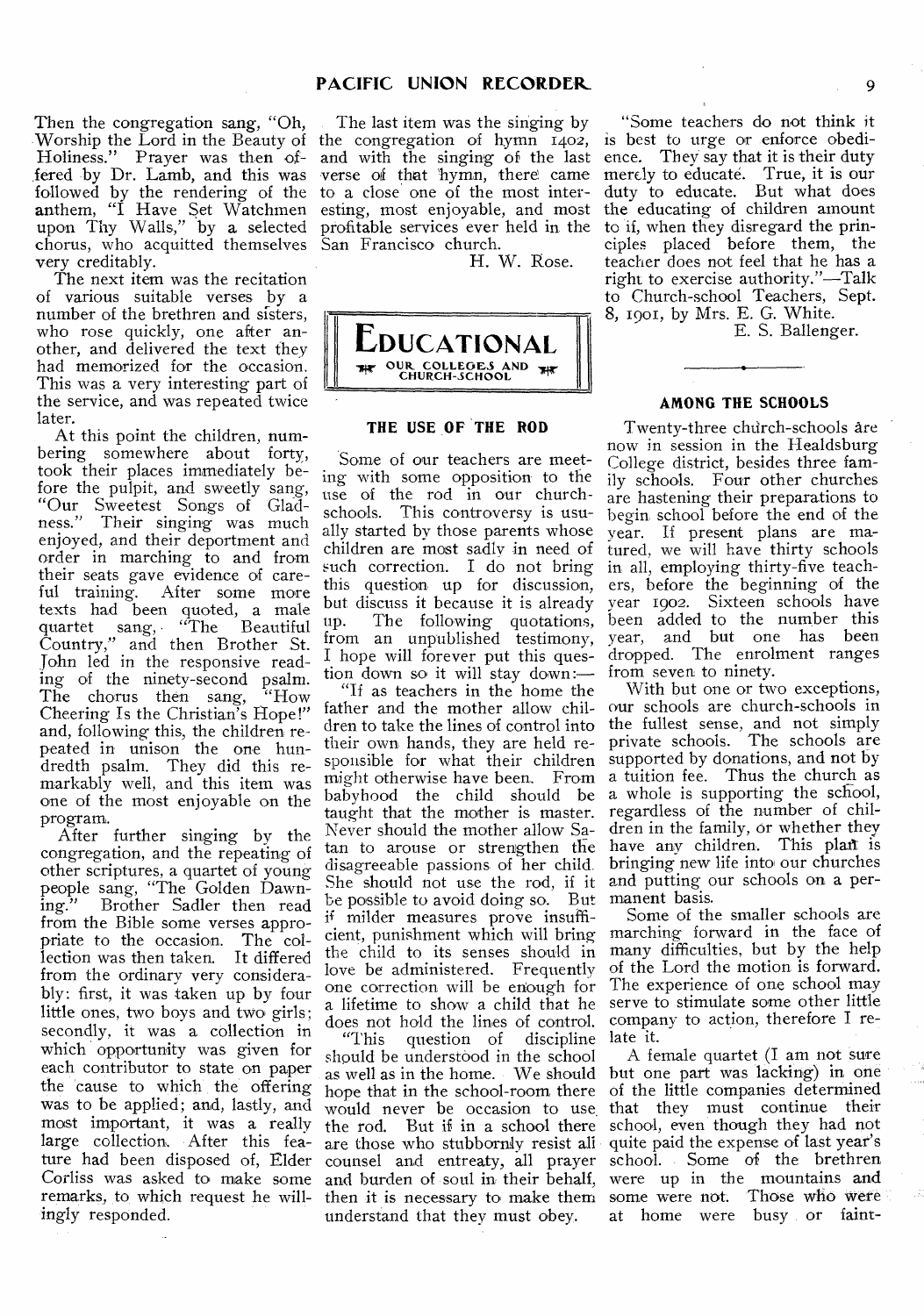Then the congregation sang, "Oh, Worship the Lord in the Beauty of Holiness." Prayer was then offered by Dr. Lamb, and this was followed by the rendering of the anthem, "I Have Set Watchmen upon Thy Walls," by a selected chorus, who acquitted themselves very creditably.

The next item was the recitation of various suitable verses by a number of the brethren and sisters, who rose quickly, one after another, and delivered the text they had memorized for the occasion. This was a very interesting part of the service, and was repeated twice later.

At this point the children, numbering somewhere about forty, took their places immediately before the pulpit, and sweetly sang, "Our Sweetest Songs of Gladness." Their singing was much enjoyed, and their deportment and order in marching to and from their seats gave evidence of careful training. After some more texts had been quoted, a male quartet sang, "The Beautiful Country," and then Brother St. John led in the responsive reading of the ninety-second psalm. The chorus then sang, "How Cheering Is the Christian's Hope!" and, following this, the children repeated in unison the one hundredth psalm. They did this remarkably well, and this item was one of the most enjoyable on the program.

After further singing by the congregation, and the repeating of other scriptures, a quartet of young people sang, "The Golden Dawning." Brother Sadler then read from the Bible some verses appropriate to the occasion. The collection was then taken. It differed from the ordinary very considerably: first, it was taken up by four little ones, two boys and two girls; secondly, it was a collection in which opportunity was given for each contributor to state on paper the cause to which the offering was to be applied; and, lastly, and most important, it was a really large collection. After this feature had been disposed of, Elder Corliss was asked to make some remarks, to which request he willingly responded.

The last item was the singing by the congregation of hymn 1402, and with the singing of the last verse of that hymn, there came to a close one of the most interesting, most enjoyable, and most profitable services ever held in the San Francisco church.

H. W. Rose.

# EDUCATIONAL

OUR COLLEGES AND CHURCH-SCHOOL

## THE USE OF THE ROD

Some of our teachers are meeting with some opposition to the use of the rod in our church-schools. This controversy is usually started by those parents whose children are most sadly in need of such correction. I do not bring this question up for discussion, but discuss it because it is already up. The following quotations, from an unpublished testimony, I hope will forever put this question down so it will stay down:—

"If as teachers in the home the father and the mother allow children to take the lines of control into their own hands, they are held responsible for what their children might otherwise have been. From babyhood the child should be taught that the mother is master. Never should the mother allow Satan to arouse or strengthen the disagreeable passions of her child. She should not use the rod, if it be possible to avoid doing so. But if milder measures prove insufficient, punishment which will bring the child to its senses should in love be administered. Frequently one correction will be enough for a lifetime to show a child that he does not hold the lines of control.

"This question of discipline should be understood in the school as well as in the home. We should hope that in the school-room there would never be occasion to use the rod. But if in a school there are those who stubbornly resist all counsel and entreaty, all prayer and burden of soul in their behalf, then it is necessary to make them understand that they must obey.

"Some teachers do not think it is best to urge or enforce obedience. They say that it is their duty merely to educate. True, it is our duty to educate. But what does the educating of children amount to if, when they disregard the principles placed before them, the teacher does not feel that he has a right to exercise authority."—Talk to Church-school Teachers, Sept. 8, 1901, by Mrs. E. G. White.

E. S. Ballenger.

## AMONG THE SCHOOLS

Twenty-three church-schools are now in session in the Healdsburg College district, besides three family schools. Four other churches are hastening their preparations to begin school before the end of the year. If present plans are matured, we will have thirty schools in all, employing thirty-five teachers, before the beginning of the year 1902. Sixteen schools have been added to the number this year, and but one has been dropped. The enrolment ranges from seven to ninety.

With but one or two exceptions, our schools are church-schools in the fullest sense, and not simply private schools. The schools are supported by donations, and not by a tuition fee. Thus the church as a whole is supporting the school, regardless of the number of children in the family, or whether they have any children. This plan is bringing new life into our churches and putting our schools on a permanent basis.

Some of the smaller schools are marching forward in the face of many difficulties, but by the help of the Lord the motion is forward. The experience of one school may serve to stimulate some other little company to action, therefore I relate it.

A female quartet (I am not sure but one part was lacking) in one of the little companies determined that they must continue their school, even though they had not quite paid the expense of last year's school. Some of the brethren were up in the mountains and some were not. Those who were at home were busy or faint-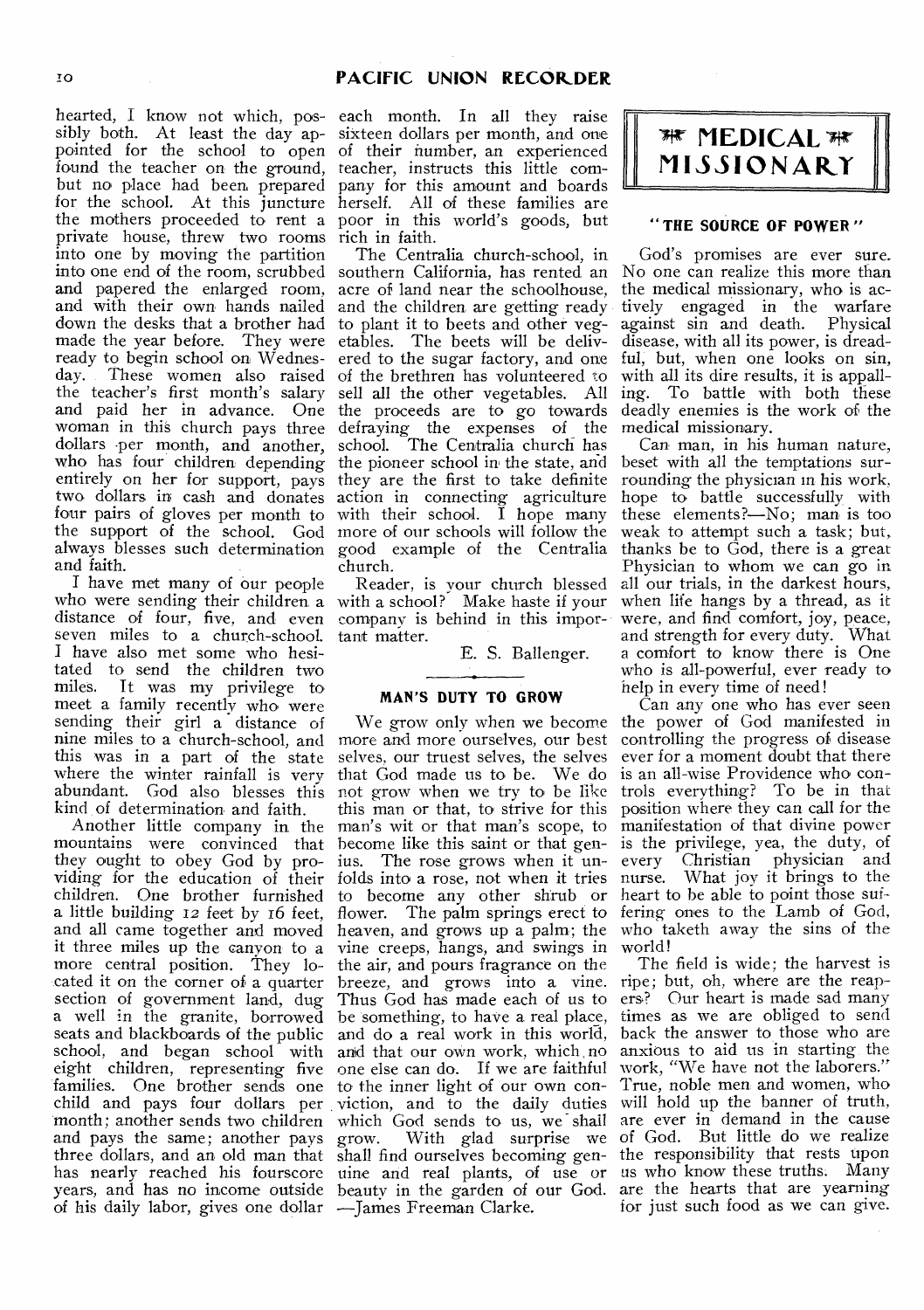hearted, I know not which, possibly both. At least the day appointed for the school to open found the teacher on the ground, but no place had been prepared for the school. At this juncture the mothers proceeded to rent a private house, threw two rooms into one by moving the partition into one end of the room, scrubbed and papered the enlarged room, and with their own hands nailed down the desks that a brother had made the year before. They were ready to begin school on Wednesday. These women also raised the teacher's first month's salary and paid her in advance. One woman in this church pays three dollars per month, and another, who has four children depending entirely on her for support, pays two dollars in cash and donates four pairs of gloves per month to the support of the school. God always blesses such determination and faith.

I have met many of our people who were sending their children a distance of four, five, and even seven miles to a church-school. I have also met some who hesitated to send the children two miles. It was my privilege to meet a family recently who were sending their girl a distance of nine miles to a church-school, and this was in a part of the state where the winter rainfall is very abundant. God also blesses this kind of determination and faith.

Another little company in the mountains were convinced that they ought to obey God by providing for the education of their children. One brother furnished a little building 12 feet by 16 feet, and all came together and moved it three miles up the canyon to a more central position. They located it on the corner of a quarter section of government land, dug a well in the granite, borrowed seats and blackboards of the public school, and began school with eight children, representing five families. One brother sends one child and pays four dollars per month; another sends two children and pays the same; another pays three dollars, and an old man that has nearly reached his fourscore years, and has no income outside of his daily labor, gives one dollar each month. In all they raise sixteen dollars per month, and one of their number, an experienced teacher, instructs this little company for this amount and boards herself. All of these families are poor in this world's goods, but rich in faith.

The Centralia church-school, in southern California, has rented an acre of land near the schoolhouse, and the children are getting ready to plant it to beets and other vegetables. The beets will be delivered to the sugar factory, and one of the brethren has volunteered to sell all the other vegetables. All the proceeds are to go towards defraying the expenses of the school. The Centralia church has the pioneer school in the state, and they are the first to take definite action in connecting agriculture with their school. I hope many more of our schools will follow the good example of the Centralia church.

Reader, is your church blessed with a school? Make haste if your company is behind in this important matter.

E. S. Ballenger.

### MAN'S DUTY TO GROW

We grow only when we become more and more ourselves, our best selves, our truest selves, the selves that God made us to be. We do not grow when we try to be like this man or that, to strive for this man's wit or that man's scope, to become like this saint or that genius. The rose grows when it unfolds into a rose, not when it tries to become any other shrub or flower. The palm springs erect to heaven, and grows up a palm; the vine creeps, hangs, and swings in the air, and pours fragrance on the breeze, and grows into a vine. Thus God has made each of us to be something, to have a real place, and do a real work in this world, and that our own work, which no one else can do. If we are faithful to the inner light of our own conviction, and to the daily duties which God sends to us, we shall grow. With glad surprise we shall find ourselves becoming genuine and real plants, of use or beauty in the garden of our God. —James Freeman Clarke.

## MEDICAL MISSIONARY

### "THE SOURCE OF POWER"

God's promises are ever sure. No one can realize this more than the medical missionary, who is actively engaged in the warfare against sin and death. Physical disease, with all its power, is dreadful, but, when one looks on sin, with all its dire results, it is appalling. To battle with both these deadly enemies is the work of the medical missionary.

Can man, in his human nature, beset with all the temptations surrounding the physician in his work, hope to battle successfully with these elements?—No; man is too weak to attempt such a task; but, thanks be to God, there is a great Physician to whom we can go in all our trials, in the darkest hours, when life hangs by a thread, as it were, and find comfort, joy, peace, and strength for every duty. What a comfort to know there is One who is all-powerful, ever ready to help in every time of need!

Can any one who has ever seen the power of God manifested in controlling the progress of disease ever for a moment doubt that there is an all-wise Providence who controls everything? To be in that position where they can call for the manifestation of that divine power is the privilege, yea, the duty, of every Christian physician and nurse. What joy it brings to the heart to be able to point those suffering ones to the Lamb of God, who taketh away the sins of the world!

The field is wide; the harvest is ripe; but, oh, where are the reapers? Our heart is made sad many times as we are obliged to send back the answer to those who are anxious to aid us in starting the work, "We have not the laborers." True, noble men and women, who will hold up the banner of truth, are ever in demand in the cause of God. But little do we realize the responsibility that rests upon us who know these truths. Many are the hearts that are yearning for just such food as we can give.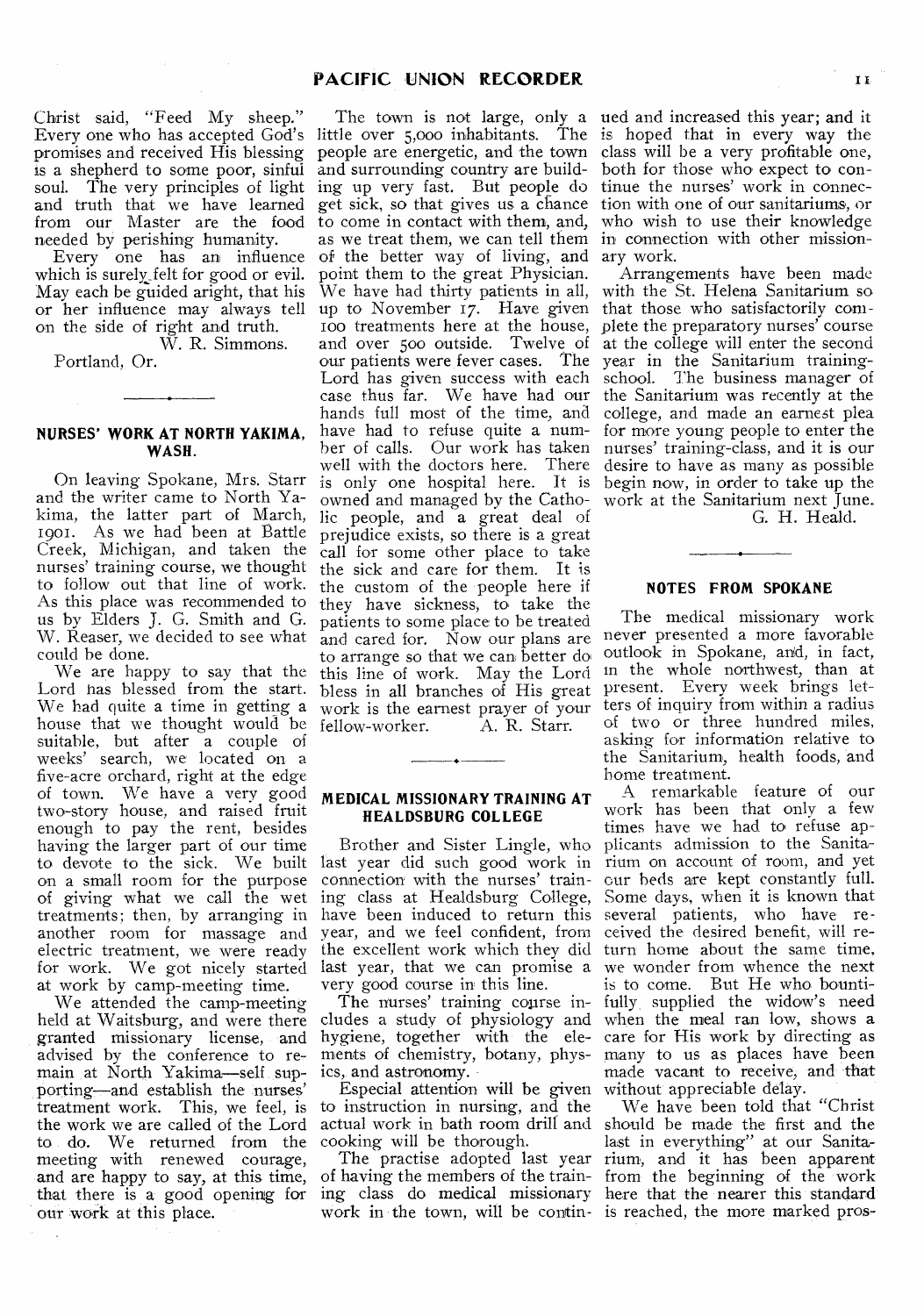Christ said, "Feed My sheep." Every one who has accepted God's promises and received His blessing is a shepherd to some poor, sinful soul. The very principles of light and truth that we have learned from our Master are the food needed by perishing humanity.

Every one has an influence which is surely felt for good or evil. May each be guided aright, that his or her influence may always tell on the side of right and truth.

W. R. Simmons.

Portland, Or.

## NURSES' WORK AT NORTH YAKIMA, WASH.

On leaving Spokane, Mrs. Starr and the writer came to North Yakima, the latter part of March, 1901. As we had been at Battle Creek, Michigan, and taken the nurses' training course, we thought to follow out that line of work. As this place was recommended to us by Elders J. G. Smith and G. W. Reaser, we decided to see what could be done.

We are happy to say that the Lord has blessed from the start. We had quite a time in getting a house that we thought would be suitable, but after a couple of weeks' search, we located on a five-acre orchard, right at the edge of town. We have a very good two-story house, and raised fruit enough to pay the rent, besides having the larger part of our time to devote to the sick. We built on a small room for the purpose of giving what we call the wet treatments; then, by arranging in another room for massage and electric treatment, we were ready for work. We got nicely started at work by camp-meeting time.

We attended the camp-meeting held at Waitsburg, and were there granted missionary license, and advised by the conference to remain at North Yakima—self supporting—and establish the nurses' treatment work. This, we feel, is the work we are called of the Lord to do. We returned from the meeting with renewed courage, and are happy to say, at this time, that there is a good opening for our work at this place.

The town is not large, only a little over 5,000 inhabitants. The people are energetic, and the town and surrounding country are building up very fast. But people do get sick, so that gives us a chance to come in contact with them, and, as we treat them, we can tell them of the better way of living, and point them to the great Physician. We have had thirty patients in all, up to November 17. Have given 100 treatments here at the house, and over 500 outside. Twelve of our patients were fever cases. The Lord has given success with each case thus far. We have had our hands full most of the time, and have had to refuse quite a number of calls. Our work has taken well with the doctors here. There is only one hospital here. It is owned and managed by the Catholic people, and a great deal of prejudice exists, so there is a great call for some other place to take the sick and care for them. It is the custom of the people here if they have sickness, to take the patients to some place to be treated and cared for. Now our plans are to arrange so that we can better do this line of work. May the Lord bless in all branches of His great work is the earnest prayer of your fellow-worker. A. R. Starr.

## MEDICAL MISSIONARY TRAINING AT HEALDSBURG COLLEGE

Brother and Sister Lingle, who last year did such good work in connection with the nurses' training class at Healdsburg College, have been induced to return this year, and we feel confident, from the excellent work which they did last year, that we can promise a very good course in this line.

The nurses' training course includes a study of physiology and hygiene, together with the elements of chemistry, botany, physics, and astronomy.

Especial attention will be given to instruction in nursing, and the actual work in bath room drill and cooking will be thorough.

The practise adopted last year of having the members of the training class do medical missionary work in the town, will be continued and increased this year; and it is hoped that in every way the class will be a very profitable one, both for those who expect to continue the nurses' work in connection with one of our sanitariums, or who wish to use their knowledge in connection with other missionary work.

Arrangements have been made with the St. Helena Sanitarium so that those who satisfactorily complete the preparatory nurses' course at the college will enter the second year in the Sanitarium training-school. The business manager of the Sanitarium was recently at the college, and made an earnest plea for more young people to enter the nurses' training-class, and it is our desire to have as many as possible begin now, in order to take up the work at the Sanitarium next June.

G. H. Heald.

## NOTES FROM SPOKANE

The medical missionary work never presented a more favorable outlook in Spokane, and, in fact, in the whole northwest, than at present. Every week brings letters of inquiry from within a radius of two or three hundred miles, asking for information relative to the Sanitarium, health foods, and home treatment.

A remarkable feature of our work has been that only a few times have we had to refuse applicants admission to the Sanitarium on account of room, and yet our beds are kept constantly full. Some days, when it is known that several patients, who have received the desired benefit, will return home about the same time, we wonder from whence the next is to come. But He who bountifully supplied the widow's need when the meal ran low, shows a care for His work by directing as many to us as places have been made vacant to receive, and that without appreciable delay.

We have been told that "Christ should be made the first and the last in everything" at our Sanitarium, and it has been apparent from the beginning of the work here that the nearer this standard is reached, the more marked pros-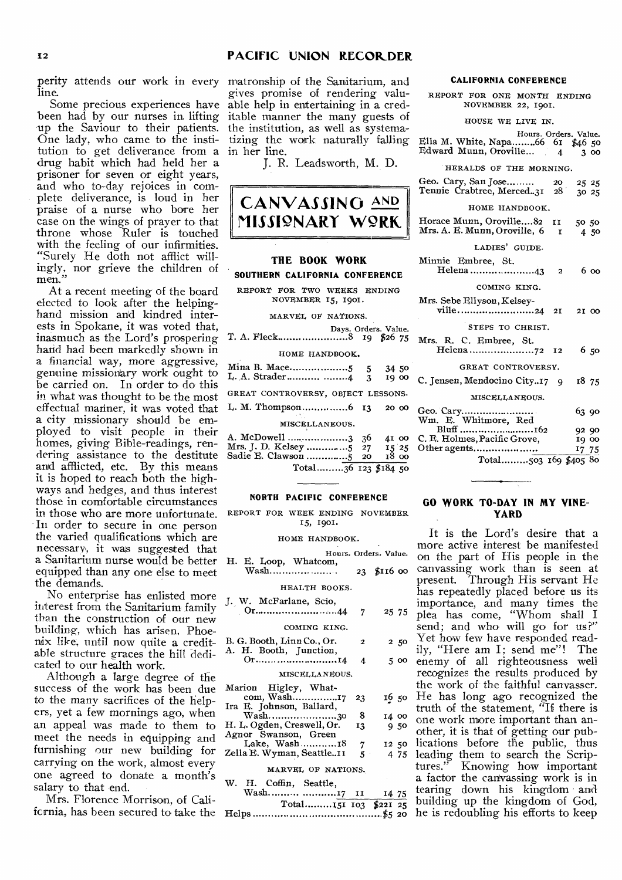perity attends our work in every line.

Some precious experiences have been had by our nurses in lifting up the Saviour to their patients. One lady, who came to the institution to get deliverance from a drug habit which had held her a prisoner for seven or eight years, and who to-day rejoices in complete deliverance, is loud in her praise of a nurse who bore her case on the wings of prayer to that throne whose Ruler is touched with the feeling of our infirmities. "Surely He doth not afflict willingly, nor grieve the children of men."

At a recent meeting of the board elected to look after the helping-hand mission and kindred interests in Spokane, it was voted that, inasmuch as the Lord's prospering hand had been markedly shown in a financial way, more aggressive, genuine missionary work ought to be carried on. In order to do this in what was thought to be the most effectual manner, it was voted that a city missionary should be employed to visit people in their homes, giving Bible-readings, rendering assistance to the destitute and afflicted, etc. By this means it is hoped to reach both the highways and hedges, and thus interest those in comfortable circumstances in those who are more unfortunate. In order to secure in one person the varied qualifications which are necessary, it was suggested that a Sanitarium nurse would be better equipped than any one else to meet the demands.

No enterprise has enlisted more interest from the Sanitarium family than the construction of our new building, which has arisen, Phoenix like, until now quite a creditable structure graces the hill dedicated to our health work.

Although a large degree of the success of the work has been due to the many sacrifices of the helpers, yet a few mornings ago, when an appeal was made to them to meet the needs in equipping and furnishing our new building for carrying on the work, almost every one agreed to donate a month's salary to that end.

Mrs. Florence Morrison, of California, has been secured to take the matronship of the Sanitarium, and gives promise of rendering valuable help in entertaining in a creditable manner the many guests of the institution, as well as systematizing the work naturally falling in her line.

J. R. Leadsworth, M. D.

# CANVASSING AND MISSIONARY WORK

## THE BOOK WORK

### SOUTHERN CALIFORNIA CONFERENCE

REPORT FOR TWO WEEKS ENDING NOVEMBER 15, 1901.

| | Days. | Orders. | Value. |
|---|---|---|---|
| **MARVEL OF NATIONS.** | | | |
| T. A. Fleck | 8 | 19 | $26 75 |
| **HOME HANDBOOK.** | | | |
| Mina B. Mace | 5 | 5 | 34 50 |
| L. A. Strader | 4 | 3 | 19 00 |
| **GREAT CONTROVERSY, OBJECT LESSONS.** | | | |
| L. M. Thompson | 6 | 13 | 20 00 |
| **MISCELLANEOUS.** | | | |
| A. McDowell | 3 | 36 | 41 00 |
| Mrs. J. D. Kelsey | 5 | 27 | 15 25 |
| Sadie E. Clawson | 5 | 20 | 18 00 |
| Total | 36 | 123 | $184 50 |

### NORTH PACIFIC CONFERENCE

REPORT FOR WEEK ENDING NOVEMBER 15, 1901.

| | Hours. | Orders. | Value. |
|---|---|---|---|
| **HOME HANDBOOK.** | | | |
| H. E. Loop, Whatcom, Wash. | | 23 | $116 00 |
| **HEALTH BOOKS.** | | | |
| J. W. McFarlane, Scio, Or. | 44 | 7 | 25 75 |
| **COMING KING.** | | | |
| B. G. Booth, Linn Co., Or. | | 2 | 2 50 |
| A. H. Booth, Junction, Or. | 14 | 4 | 5 00 |
| **MISCELLANEOUS.** | | | |
| Marion Higley, Whatcom, Wash. | 17 | 23 | 16 50 |
| Ira E. Johnson, Ballard, Wash. | 30 | 8 | 14 00 |
| H. L. Ogden, Creswell, Or. | | 13 | 9 50 |
| Agnor Swanson, Green Lake, Wash. | 18 | 7 | 12 50 |
| Zella E. Wyman, Seattle | 11 | 5 | 4 75 |
| **MARVEL OF NATIONS.** | | | |
| W. H. Coffin, Seattle, Wash. | 17 | 11 | 14 75 |
| Total | 151 | 103 | $221 25 |
| Helps | | | $5 20 |

### CALIFORNIA CONFERENCE

REPORT FOR ONE MONTH ENDING NOVEMBER 22, 1901.

| | Hours. | Orders. | Value. |
|---|---|---|---|
| **HOUSE WE LIVE IN.** | | | |
| Ella M. White, Napa | 66 | 61 | $46 50 |
| Edward Munn, Oroville | | 4 | 3 00 |
| **HERALDS OF THE MORNING.** | | | |
| Geo. Cary, San Jose | | 20 | 25 25 |
| Tennie Crabtree, Merced | 31 | 28 | 30 25 |
| **HOME HANDBOOK.** | | | |
| Horace Munn, Oroville | 82 | 11 | 50 50 |
| Mrs. A. E. Munn, Oroville | 6 | 1 | 4 50 |
| **LADIES' GUIDE.** | | | |
| Minnie Embree, St. Helena | 43 | 2 | 6 00 |
| **COMING KING.** | | | |
| Mrs. Sebe Ellyson, Kelseyville | 24 | 21 | 21 00 |
| **STEPS TO CHRIST.** | | | |
| Mrs. R. C. Embree, St. Helena | 72 | 12 | 6 50 |
| **GREAT CONTROVERSY.** | | | |
| C. Jensen, Mendocino City | 17 | 9 | 18 75 |
| **MISCELLANEOUS.** | | | |
| Geo. Cary | | | 63 90 |
| Wm. E. Whitmore, Red Bluff | 162 | | 92 90 |
| C. E. Holmes, Pacific Grove, | | | 19 00 |
| Other agents | | | 17 75 |
| Total | 503 | 169 | $405 80 |

## GO WORK TO-DAY IN MY VINEYARD

It is the Lord's desire that a more active interest be manifested on the part of His people in the canvassing work than is seen at present. Through His servant He has repeatedly placed before us its importance, and many times the plea has come, "Whom shall I send; and who will go for us?" Yet how few have responded readily, "Here am I; send me"! The enemy of all righteousness well recognizes the results produced by the work of the faithful canvasser. He has long ago recognized the truth of the statement, "If there is one work more important than another, it is that of getting our publications before the public, thus leading them to search the Scriptures." Knowing how important a factor the canvassing work is in tearing down his kingdom and building up the kingdom of God, he is redoubling his efforts to keep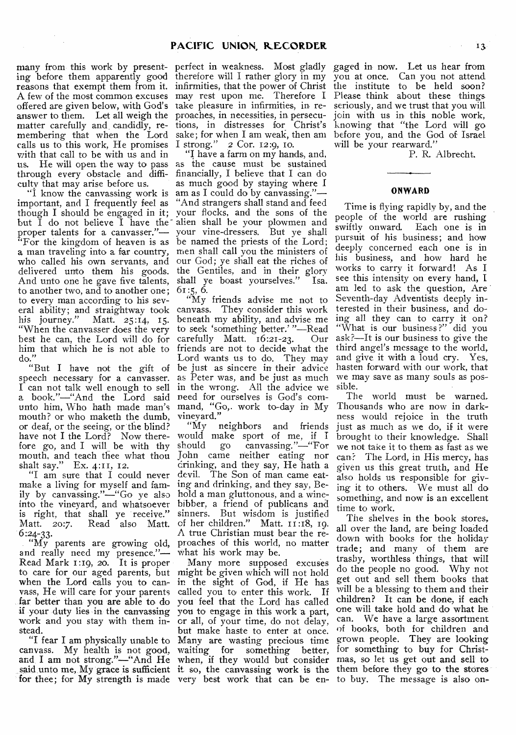many from this work by presenting before them apparently good reasons that exempt them from it. A few of the most common excuses offered are given below, with God's answer to them. Let all weigh the matter carefully and candidly, remembering that when the Lord calls us to this work, He promises with that call to be with us and in us. He will open the way to pass through every obstacle and difficulty that may arise before us.

"I know the canvassing work is important, and I frequently feel as though I should be engaged in it; but I do not believe I have the proper talents for a canvasser."—"For the kingdom of heaven is as a man traveling into a far country, who called his own servants, and delivered unto them his goods. And unto one he gave five talents, to another two, and to another one; to every man according to his several ability; and straightway took his journey." Matt. 25:14, 15. "When the canvasser does the very best he can, the Lord will do for him that which he is not able to do."

"But I have not the gift of speech necessary for a canvasser. I can not talk well enough to sell a book."—"And the Lord said unto him, Who hath made man's mouth? or who maketh the dumb, or deaf, or the seeing, or the blind? have not I the Lord? Now therefore go, and I will be with thy mouth, and teach thee what thou shalt say." Ex. 4:11, 12.

"I am sure that I could never make a living for myself and family by canvassing."—"Go ye also into the vineyard, and whatsoever is right, that shall ye receive." Matt. 20:7. Read also Matt. 6:24-33.

"My parents are growing old, and really need my presence."—Read Mark 1:19, 20. It is proper to care for our aged parents, but when the Lord calls you to canvass, He will care for your parents far better than you are able to do if your duty lies in the canvassing work and you stay with them instead.

"I fear I am physically unable to canvass. My health is not good, and I am not strong."—"And He said unto me, My grace is sufficient for thee; for My strength is made perfect in weakness. Most gladly therefore will I rather glory in my infirmities, that the power of Christ may rest upon me. Therefore I take pleasure in infirmities, in reproaches, in necessities, in persecutions, in distresses for Christ's sake; for when I am weak, then am I strong." 2 Cor. 12:9, 10.

"I have a farm on my hands, and, as the cause must be sustained financially, I believe that I can do as much good by staying where I am as I could do by canvassing."—"And strangers shall stand and feed your flocks, and the sons of the alien shall be your plowmen and your vine-dressers. But ye shall be named the priests of the Lord; men shall call you the ministers of our God; ye shall eat the riches of the Gentiles, and in their glory shall ye boast yourselves." Isa. 61:5, 6.

"My friends advise me not to canvass. They consider this work beneath my ability, and advise me to seek 'something better.'"—Read carefully Matt. 16:21-23. Our friends are not to decide what the Lord wants us to do. They may be just as sincere in their advice as Peter was, and be just as much in the wrong. All the advice we need for ourselves is God's command, "Go, work to-day in My vineyard."

"My neighbors and friends would make sport of me, if I should go canvassing."—"For John came neither eating nor drinking, and they say, He hath a devil. The Son of man came eating and drinking, and they say, Behold a man gluttonous, and a winebibber, a friend of publicans and sinners. But wisdom is justified of her children." Matt. 11:18, 19. A true Christian must bear the reproaches of this world, no matter what his work may be.

Many more supposed excuses might be given which will not hold in the sight of God, if He has called you to enter this work. If you feel that the Lord has called you to engage in this work a part, or all, of your time, do not delay, but make haste to enter at once. Many are wasting precious time waiting for something better, when, if they would but consider it so, the canvassing work is the very best work that can be engaged in now. Let us hear from you at once. Can you not attend the institute to be held soon? Please think about these things seriously, and we trust that you will join with us in this noble work, knowing that "the Lord will go before you, and the God of Israel will be your rearward."

P. R. Albrecht.

## ONWARD

Time is flying rapidly by, and the people of the world are rushing swiftly onward. Each one is in pursuit of his business; and how deeply concerned each one is in his business, and how hard he works to carry it forward! As I see this intensity on every hand, I am led to ask the question, Are Seventh-day Adventists deeply interested in their business, and doing all they can to carry it on? "What is our business?" did you ask?—It is our business to give the third angel's message to the world, and give it with a loud cry. Yes, hasten forward with our work, that we may save as many souls as possible.

The world must be warned. Thousands who are now in darkness would rejoice in the truth just as much as we do, if it were brought to their knowledge. Shall we not take it to them as fast as we can? The Lord, in His mercy, has given us this great truth, and He also holds us responsible for giving it to others. We must all do something, and now is an excellent time to work.

The shelves in the book stores, all over the land, are being loaded down with books for the holiday trade; and many of them are trashy, worthless things, that will do the people no good. Why not get out and sell them books that will be a blessing to them and their children? It can be done, if each one will take hold and do what he can. We have a large assortment of books, both for children and grown people. They are looking for something to buy for Christmas, so let us get out and sell to them before they go to the stores to buy. The message is also on-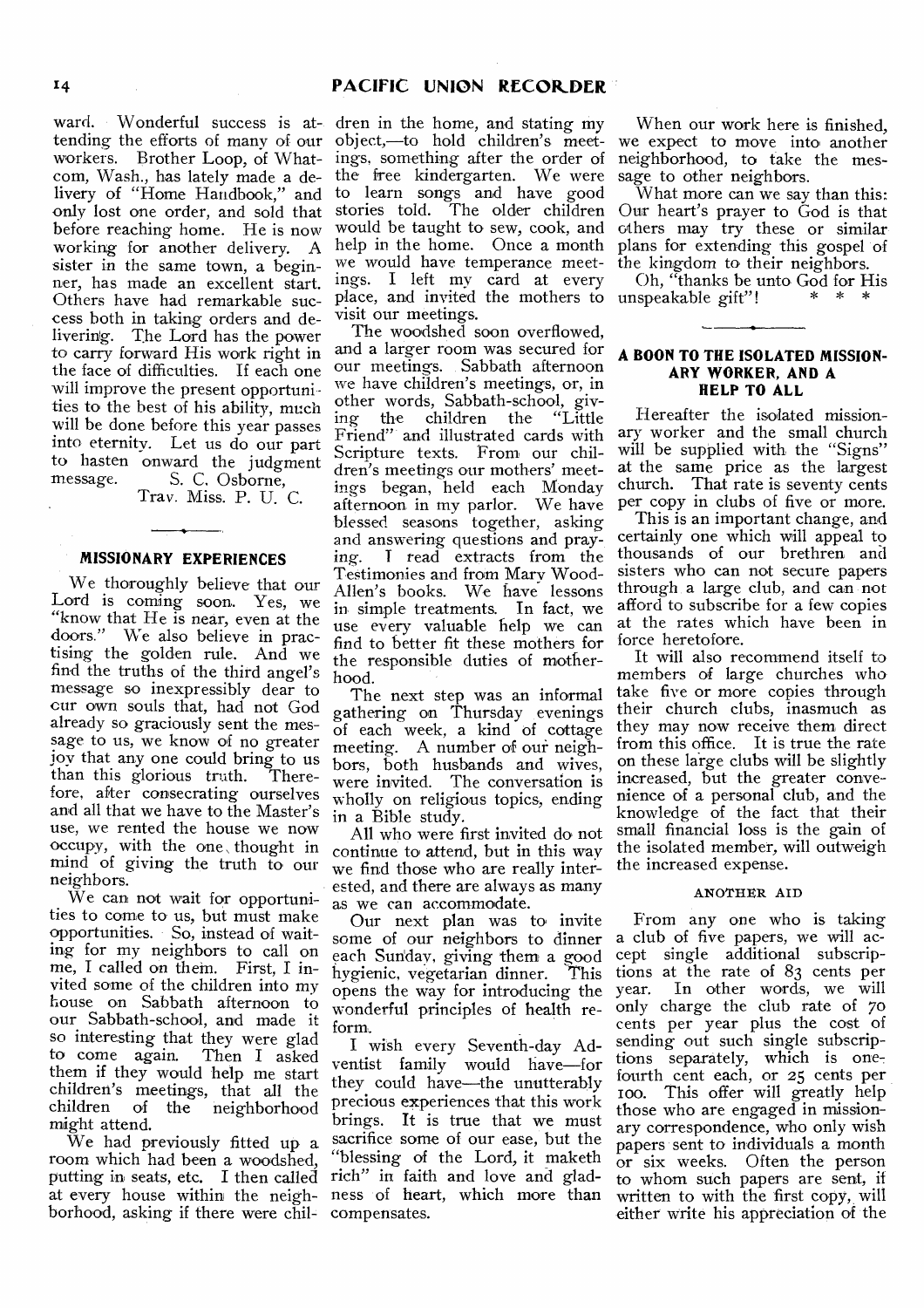ward. Wonderful success is attending the efforts of many of our workers. Brother Loop, of Whatcom, Wash., has lately made a delivery of "Home Handbook," and only lost one order, and sold that before reaching home. He is now working for another delivery. A sister in the same town, a beginner, has made an excellent start. Others have had remarkable success both in taking orders and delivering. The Lord has the power to carry forward His work right in the face of difficulties. If each one will improve the present opportunities to the best of his ability, much will be done before this year passes into eternity. Let us do our part to hasten onward the judgment message.

S. C. Osborne,
Trav. Miss. P. U. C.

### MISSIONARY EXPERIENCES

We thoroughly believe that our Lord is coming soon. Yes, we "know that He is near, even at the doors." We also believe in practising the golden rule. And we find the truths of the third angel's message so inexpressibly dear to our own souls that, had not God already so graciously sent the message to us, we know of no greater joy that any one could bring to us than this glorious truth. Therefore, after consecrating ourselves and all that we have to the Master's use, we rented the house we now occupy, with the one thought in mind of giving the truth to our neighbors.

We can not wait for opportunities to come to us, but must make opportunities. So, instead of waiting for my neighbors to call on me, I called on them. First, I invited some of the children into my house on Sabbath afternoon to our Sabbath-school, and made it so interesting that they were glad to come again. Then I asked them if they would help me start children's meetings, that all the children of the neighborhood might attend.

We had previously fitted up a room which had been a woodshed, putting in seats, etc. I then called at every house within the neighborhood, asking if there were children in the home, and stating my object,—to hold children's meetings, something after the order of the free kindergarten. We were to learn songs and have good stories told. The older children would be taught to sew, cook, and help in the home. Once a month we would have temperance meetings. I left my card at every place, and invited the mothers to visit our meetings.

The woodshed soon overflowed, and a larger room was secured for our meetings. Sabbath afternoon we have children's meetings, or, in other words, Sabbath-school, giving the children the "Little Friend" and illustrated cards with Scripture texts. From our children's meetings our mothers' meetings began, held each Monday afternoon in my parlor. We have blessed seasons together, asking and answering questions and praying. I read extracts from the Testimonies and from Mary Wood-Allen's books. We have lessons in simple treatments. In fact, we use every valuable help we can find to better fit these mothers for the responsible duties of motherhood.

The next step was an informal gathering on Thursday evenings of each week, a kind of cottage meeting. A number of our neighbors, both husbands and wives, were invited. The conversation is wholly on religious topics, ending in a Bible study.

All who were first invited do not continue to attend, but in this way we find those who are really interested, and there are always as many as we can accommodate.

Our next plan was to invite some of our neighbors to dinner each Sunday, giving them a good hygienic, vegetarian dinner. This opens the way for introducing the wonderful principles of health reform.

I wish every Seventh-day Adventist family would have—for they could have—the unutterably precious experiences that this work brings. It is true that we must sacrifice some of our ease, but the "blessing of the Lord, it maketh rich" in faith and love and gladness of heart, which more than compensates.

When our work here is finished, we expect to move into another neighborhood, to take the message to other neighbors.

What more can we say than this: Our heart's prayer to God is that others may try these or similar plans for extending this gospel of the kingdom to their neighbors.

Oh, "thanks be unto God for His unspeakable gift"! \* \* \*

### A BOON TO THE ISOLATED MISSIONARY WORKER, AND A HELP TO ALL

Hereafter the isolated missionary worker and the small church will be supplied with the "Signs" at the same price as the largest church. That rate is seventy cents per copy in clubs of five or more.

This is an important change, and certainly one which will appeal to thousands of our brethren and sisters who can not secure papers through a large club, and can not afford to subscribe for a few copies at the rates which have been in force heretofore.

It will also recommend itself to members of large churches who take five or more copies through their church clubs, inasmuch as they may now receive them direct from this office. It is true the rate on these large clubs will be slightly increased, but the greater convenience of a personal club, and the knowledge of the fact that their small financial loss is the gain of the isolated member, will outweigh the increased expense.

#### ANOTHER AID

From any one who is taking a club of five papers, we will accept single additional subscriptions at the rate of 83 cents per year. In other words, we will only charge the club rate of 70 cents per year plus the cost of sending out such single subscriptions separately, which is one-fourth cent each, or 25 cents per 100. This offer will greatly help those who are engaged in missionary correspondence, who only wish papers sent to individuals a month or six weeks. Often the person to whom such papers are sent, if written to with the first copy, will either write his appreciation of the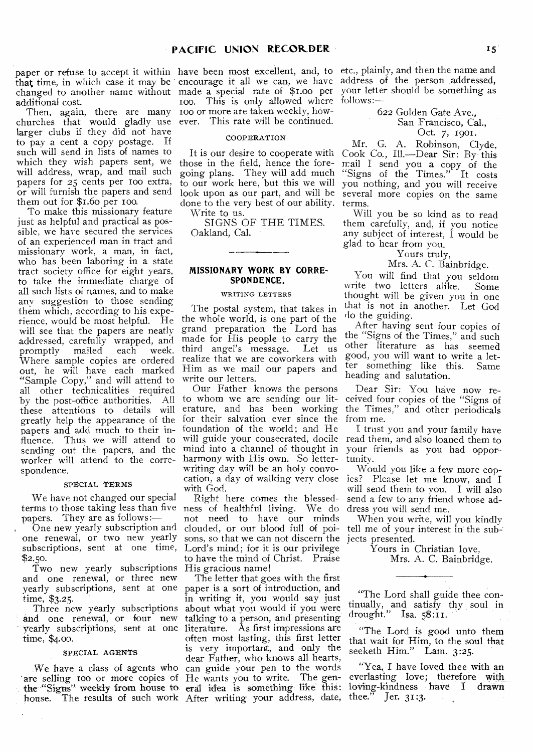paper or refuse to accept it within that time, in which case it may be changed to another name without additional cost.

Then, again, there are many churches that would gladly use larger clubs if they did not have to pay a cent a copy postage. If such will send in lists of names to which they wish papers sent, we will address, wrap, and mail such papers for 25 cents per 100 extra, or will furnish the papers and send them out for $1.60 per 100.

To make this missionary feature just as helpful and practical as possible, we have secured the services of an experienced man in tract and missionary work, a man, in fact, who has been laboring in a state tract society office for eight years, to take the immediate charge of all such lists of names, and to make any suggestion to those sending them which, according to his experience, would be most helpful. He will see that the papers are neatly addressed, carefully wrapped, and promptly mailed each week. Where sample copies are ordered out, he will have each marked "Sample Copy," and will attend to all other technicalities required by the post-office authorities. All these attentions to details will greatly help the appearance of the papers and add much to their influence. Thus we will attend to sending out the papers, and the worker will attend to the correspondence.

#### SPECIAL TERMS

We have not changed our special terms to those taking less than five papers. They are as follows:—

One new yearly subscription and one renewal, or two new yearly subscriptions, sent at one time, $2.50.

Two new yearly subscriptions and one renewal, or three new yearly subscriptions, sent at one time, $3.25.

Three new yearly subscriptions and one renewal, or four new yearly subscriptions, sent at one time, $4.00.

#### SPECIAL AGENTS

We have a class of agents who are selling 100 or more copies of the "Signs" weekly from house to house. The results of such work have been most excellent, and, to encourage it all we can, we have made a special rate of $1.00 per 100. This is only allowed where 100 or more are taken weekly, however. This rate will be continued.

#### COOPERATION

It is our desire to cooperate with those in the field, hence the foregoing plans. They will add much to our work here, but this we will look upon as our part, and will be done to the very best of our ability.

Write to us.

SIGNS OF THE TIMES.
Oakland, Cal.

---

## MISSIONARY WORK BY CORRESPONDENCE.

#### WRITING LETTERS

The postal system, that takes in the whole world, is one part of the grand preparation the Lord has made for His people to carry the third angel's message. Let us realize that we are coworkers with Him as we mail our papers and write our letters.

Our Father knows the persons to whom we are sending our literature, and has been working for their salvation ever since the foundation of the world; and He will guide your consecrated, docile mind into a channel of thought in harmony with His own. So letter-writing day will be an holy convocation, a day of walking very close with God.

Right here comes the blessedness of healthful living. We do not need to have our minds clouded, or our blood full of poisons, so that we can not discern the Lord's mind; for it is our privilege to have the mind of Christ. Praise His gracious name!

The letter that goes with the first paper is a sort of introduction, and in writing it, you would say just about what you would if you were talking to a person, and presenting literature. As first impressions are often most lasting, this first letter is very important, and only the dear Father, who knows all hearts, can guide your pen to the words He wants you to write. The general idea is something like this: After writing your address, date, etc., plainly, and then the name and address of the person addressed, your letter should be something as follows:—

622 Golden Gate Ave.,
San Francisco, Cal.,
Oct. 7, 1901.

Mr. G. A. Robinson, Clyde, Cook Co., Ill.—Dear Sir: By this mail I send you a copy of the "Signs of the Times." It costs you nothing, and you will receive several more copies on the same terms.

Will you be so kind as to read them carefully, and, if you notice any subject of interest, I would be glad to hear from you.

Yours truly,
Mrs. A. C. Bainbridge.

You will find that you seldom write two letters alike. Some thought will be given you in one that is not in another. Let God do the guiding.

After having sent four copies of the "Signs of the Times," and such other literature as has seemed good, you will want to write a letter something like this. Same heading and salutation.

Dear Sir: You have now received four copies of the "Signs of the Times," and other periodicals from me.

I trust you and your family have read them, and also loaned them to your friends as you had opportunity.

Would you like a few more copies? Please let me know, and I will send them to you. I will also send a few to any friend whose address you will send me.

When you write, will you kindly tell me of your interest in the subjects presented.

Yours in Christian love,
Mrs. A. C. Bainbridge.

---

"The Lord shall guide thee continually, and satisfy thy soul in drought." Isa. 58:11.

"The Lord is good unto them that wait for Him, to the soul that seeketh Him." Lam. 3:25.

"Yea, I have loved thee with an everlasting love; therefore with loving-kindness have I drawn thee." Jer. 31:3.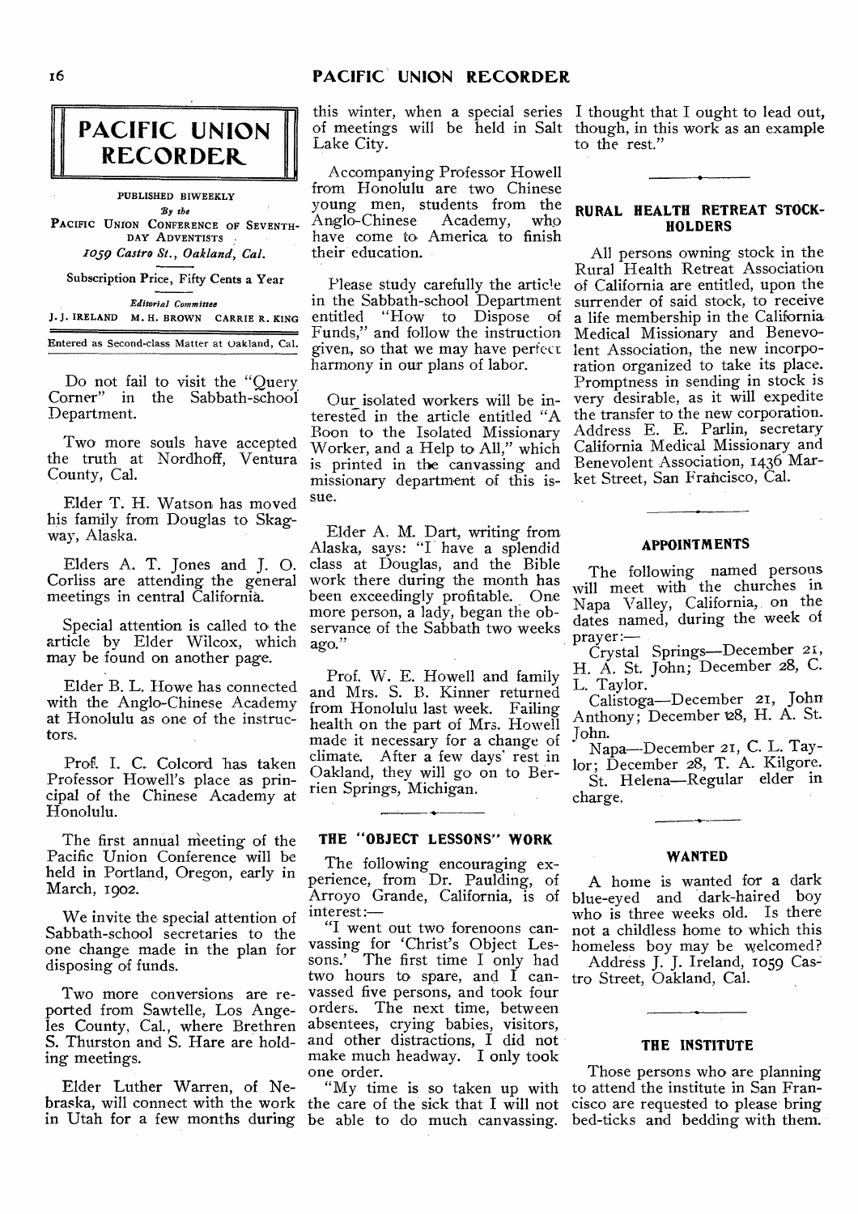# PACIFIC UNION RECORDER

PUBLISHED BIWEEKLY

*By the*

PACIFIC UNION CONFERENCE OF SEVENTH-DAY ADVENTISTS

*1059 Castro St., Oakland, Cal.*

Subscription Price, Fifty Cents a Year

*Editorial Committee*

J. J. IRELAND M. H. BROWN CARRIE R. KING

Entered as Second-class Matter at Oakland, Cal.

Do not fail to visit the "Query Corner" in the Sabbath-school Department.

Two more souls have accepted the truth at Nordhoff, Ventura County, Cal.

Elder T. H. Watson has moved his family from Douglas to Skagway, Alaska.

Elders A. T. Jones and J. O. Corliss are attending the general meetings in central California.

Special attention is called to the article by Elder Wilcox, which may be found on another page.

Elder B. L. Howe has connected with the Anglo-Chinese Academy at Honolulu as one of the instructors.

Prof. I. C. Colcord has taken Professor Howell's place as principal of the Chinese Academy at Honolulu.

The first annual meeting of the Pacific Union Conference will be held in Portland, Oregon, early in March, 1902.

We invite the special attention of Sabbath-school secretaries to the one change made in the plan for disposing of funds.

Two more conversions are reported from Sawtelle, Los Angeles County, Cal., where Brethren S. Thurston and S. Hare are holding meetings.

Elder Luther Warren, of Nebraska, will connect with the work in Utah for a few months during this winter, when a special series of meetings will be held in Salt Lake City.

Accompanying Professor Howell from Honolulu are two Chinese young men, students from the Anglo-Chinese Academy, who have come to America to finish their education.

Please study carefully the article in the Sabbath-school Department entitled "How to Dispose of Funds," and follow the instruction given, so that we may have perfect harmony in our plans of labor.

Our isolated workers will be interested in the article entitled "A Boon to the Isolated Missionary Worker, and a Help to All," which is printed in the canvassing and missionary department of this issue.

Elder A. M. Dart, writing from Alaska, says: "I have a splendid class at Douglas, and the Bible work there during the month has been exceedingly profitable. One more person, a lady, began the observance of the Sabbath two weeks ago."

Prof. W. E. Howell and family and Mrs. S. B. Kinner returned from Honolulu last week. Failing health on the part of Mrs. Howell made it necessary for a change of climate. After a few days' rest in Oakland, they will go on to Berrien Springs, Michigan.

## THE "OBJECT LESSONS" WORK

The following encouraging experience, from Dr. Paulding, of Arroyo Grande, California, is of interest:—

"I went out two forenoons canvassing for 'Christ's Object Lessons.' The first time I only had two hours to spare, and I canvassed five persons, and took four orders. The next time, between absentees, crying babies, visitors, and other distractions, I did not make much headway. I only took one order.

"My time is so taken up with the care of the sick that I will not be able to do much canvassing. I thought that I ought to lead out, though, in this work as an example to the rest."

## RURAL HEALTH RETREAT STOCKHOLDERS

All persons owning stock in the Rural Health Retreat Association of California are entitled, upon the surrender of said stock, to receive a life membership in the California Medical Missionary and Benevolent Association, the new incorporation organized to take its place. Promptness in sending in stock is very desirable, as it will expedite the transfer to the new corporation. Address E. E. Parlin, secretary California Medical Missionary and Benevolent Association, 1436 Market Street, San Francisco, Cal.

## APPOINTMENTS

The following named persons will meet with the churches in Napa Valley, California, on the dates named, during the week of prayer:—

Crystal Springs—December 21, H. A. St. John; December 28, C. L. Taylor.

Calistoga—December 21, John Anthony; December 28, H. A. St. John.

Napa—December 21, C. L. Taylor; December 28, T. A. Kilgore.

St. Helena—Regular elder in charge.

## WANTED

A home is wanted for a dark blue-eyed and dark-haired boy who is three weeks old. Is there not a childless home to which this homeless boy may be welcomed?

Address J. J. Ireland, 1059 Castro Street, Oakland, Cal.

## THE INSTITUTE

Those persons who are planning to attend the institute in San Francisco are requested to please bring bed-ticks and bedding with them.